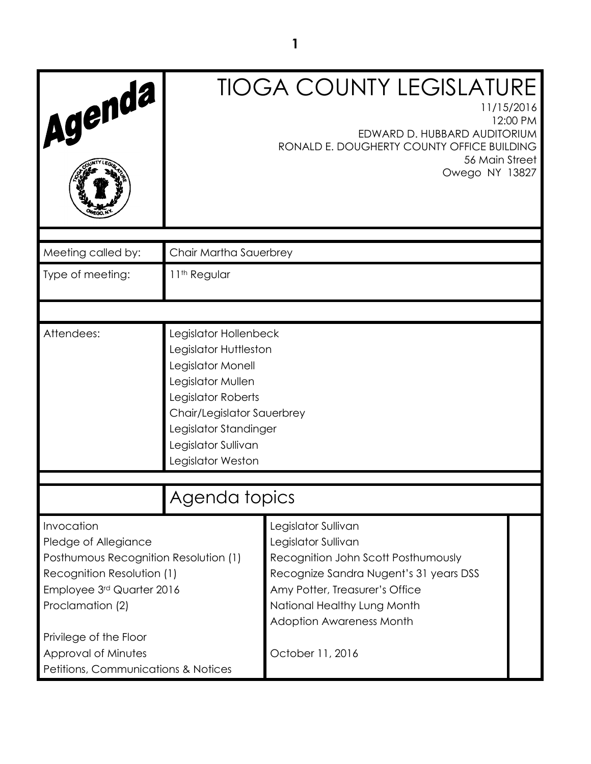# Agenda

# TIOGA COUNTY LEGISLATURE

11/15/2016
12:00 PM
EDWARD D. HUBBARD AUDITORIUM
RONALD E. DOUGHERTY COUNTY OFFICE BUILDING
56 Main Street
Owego NY 13827

| | |
|---|---|
| Meeting called by: | Chair Martha Sauerbrey |
| Type of meeting: | 11th Regular |

| | |
|---|---|
| Attendees: | Legislator Hollenbeck<br>Legislator Huttleston<br>Legislator Monell<br>Legislator Mullen<br>Legislator Roberts<br>Chair/Legislator Sauerbrey<br>Legislator Standinger<br>Legislator Sullivan<br>Legislator Weston |

## Agenda topics

| | | |
|---|---|---|
| Invocation | Legislator Sullivan | |
| Pledge of Allegiance | Legislator Sullivan | |
| Posthumous Recognition Resolution (1) | Recognition John Scott Posthumously | |
| Recognition Resolution (1) | Recognize Sandra Nugent's 31 years DSS | |
| Employee 3rd Quarter 2016 | Amy Potter, Treasurer's Office | |
| Proclamation (2) | National Healthy Lung Month<br>Adoption Awareness Month | |
| Privilege of the Floor | | |
| Approval of Minutes | October 11, 2016 | |
| Petitions, Communications & Notices | | |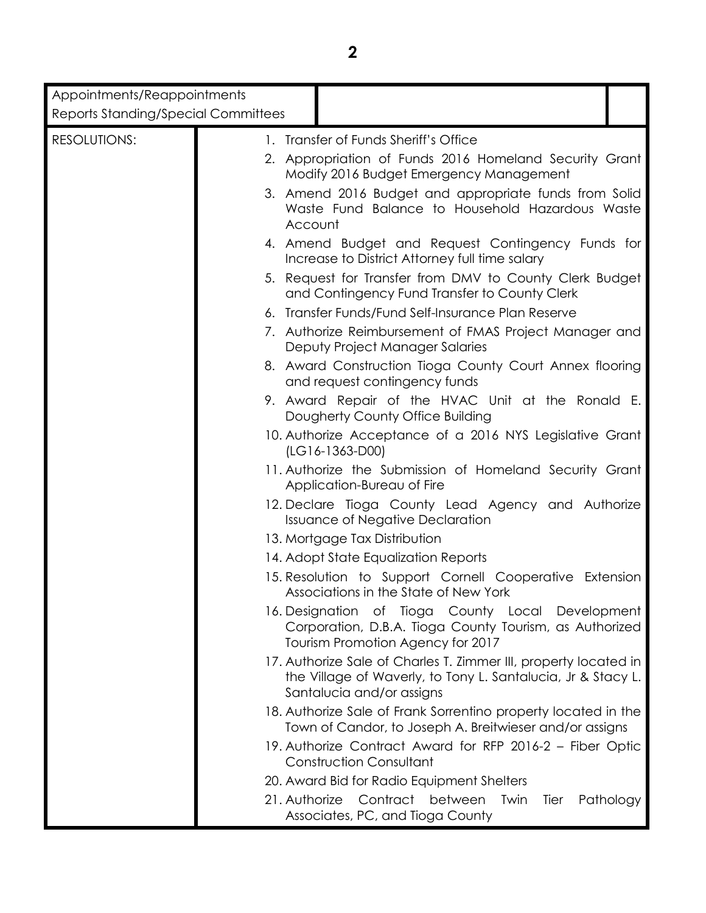| Appointments/Reappointments<br>Reports Standing/Special Committees | | |
|---|---|---|
| RESOLUTIONS: | 1. Transfer of Funds Sheriff's Office<br>2. Appropriation of Funds 2016 Homeland Security Grant Modify 2016 Budget Emergency Management<br>3. Amend 2016 Budget and appropriate funds from Solid Waste Fund Balance to Household Hazardous Waste Account<br>4. Amend Budget and Request Contingency Funds for Increase to District Attorney full time salary<br>5. Request for Transfer from DMV to County Clerk Budget and Contingency Fund Transfer to County Clerk<br>6. Transfer Funds/Fund Self-Insurance Plan Reserve<br>7. Authorize Reimbursement of FMAS Project Manager and Deputy Project Manager Salaries<br>8. Award Construction Tioga County Court Annex flooring and request contingency funds<br>9. Award Repair of the HVAC Unit at the Ronald E. Dougherty County Office Building<br>10. Authorize Acceptance of a 2016 NYS Legislative Grant (LG16-1363-D00)<br>11. Authorize the Submission of Homeland Security Grant Application-Bureau of Fire<br>12. Declare Tioga County Lead Agency and Authorize Issuance of Negative Declaration<br>13. Mortgage Tax Distribution<br>14. Adopt State Equalization Reports<br>15. Resolution to Support Cornell Cooperative Extension Associations in the State of New York<br>16. Designation of Tioga County Local Development Corporation, D.B.A. Tioga County Tourism, as Authorized Tourism Promotion Agency for 2017<br>17. Authorize Sale of Charles T. Zimmer III, property located in the Village of Waverly, to Tony L. Santalucia, Jr & Stacy L. Santalucia and/or assigns<br>18. Authorize Sale of Frank Sorrentino property located in the Town of Candor, to Joseph A. Breitwieser and/or assigns<br>19. Authorize Contract Award for RFP 2016-2 – Fiber Optic Construction Consultant<br>20. Award Bid for Radio Equipment Shelters<br>21. Authorize Contract between Twin Tier Pathology Associates, PC, and Tioga County | |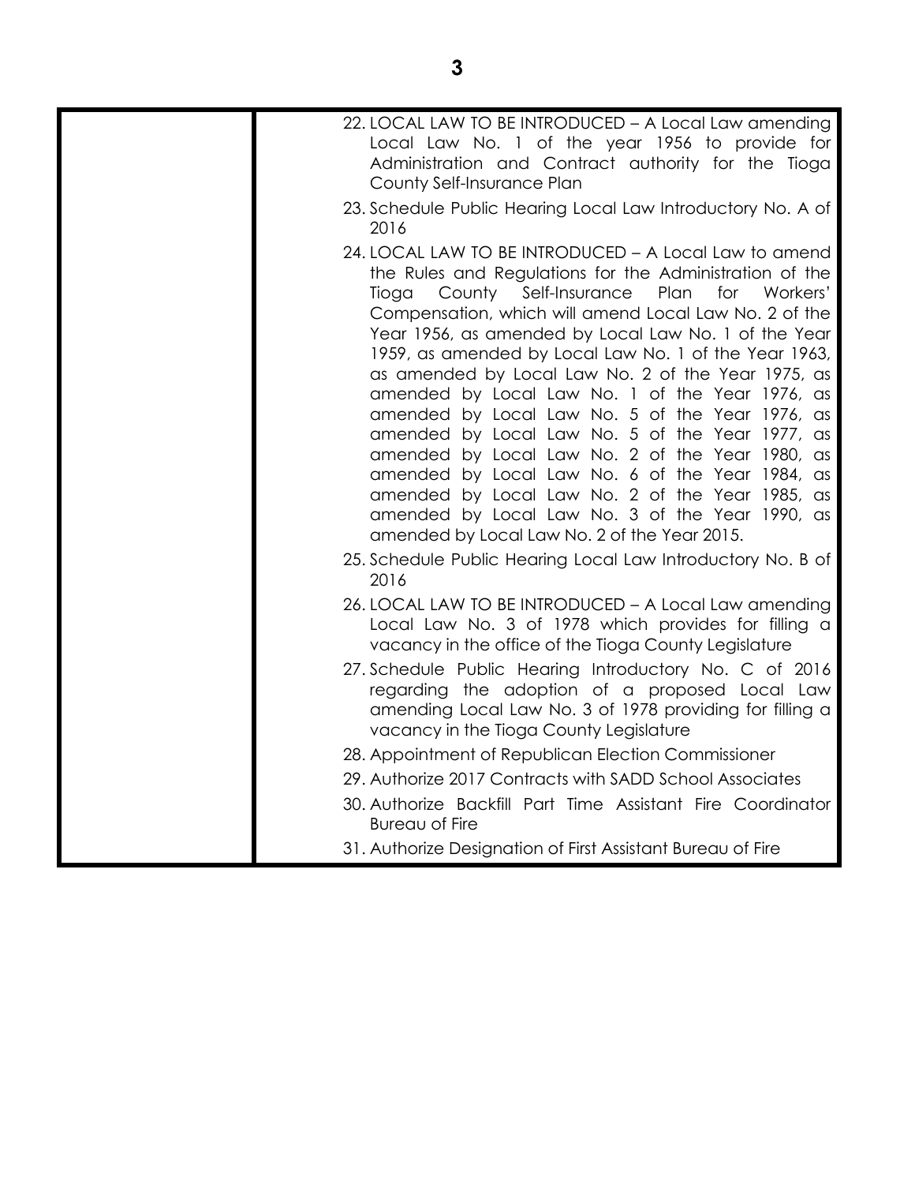22. LOCAL LAW TO BE INTRODUCED – A Local Law amending Local Law No. 1 of the year 1956 to provide for Administration and Contract authority for the Tioga County Self-Insurance Plan
23. Schedule Public Hearing Local Law Introductory No. A of 2016
24. LOCAL LAW TO BE INTRODUCED – A Local Law to amend the Rules and Regulations for the Administration of the Tioga County Self-Insurance Plan for Workers' Compensation, which will amend Local Law No. 2 of the Year 1956, as amended by Local Law No. 1 of the Year 1959, as amended by Local Law No. 1 of the Year 1963, as amended by Local Law No. 2 of the Year 1975, as amended by Local Law No. 1 of the Year 1976, as amended by Local Law No. 5 of the Year 1976, as amended by Local Law No. 5 of the Year 1977, as amended by Local Law No. 2 of the Year 1980, as amended by Local Law No. 6 of the Year 1984, as amended by Local Law No. 2 of the Year 1985, as amended by Local Law No. 3 of the Year 1990, as amended by Local Law No. 2 of the Year 2015.
25. Schedule Public Hearing Local Law Introductory No. B of 2016
26. LOCAL LAW TO BE INTRODUCED – A Local Law amending Local Law No. 3 of 1978 which provides for filling a vacancy in the office of the Tioga County Legislature
27. Schedule Public Hearing Introductory No. C of 2016 regarding the adoption of a proposed Local Law amending Local Law No. 3 of 1978 providing for filling a vacancy in the Tioga County Legislature
28. Appointment of Republican Election Commissioner
29. Authorize 2017 Contracts with SADD School Associates
30. Authorize Backfill Part Time Assistant Fire Coordinator Bureau of Fire
31. Authorize Designation of First Assistant Bureau of Fire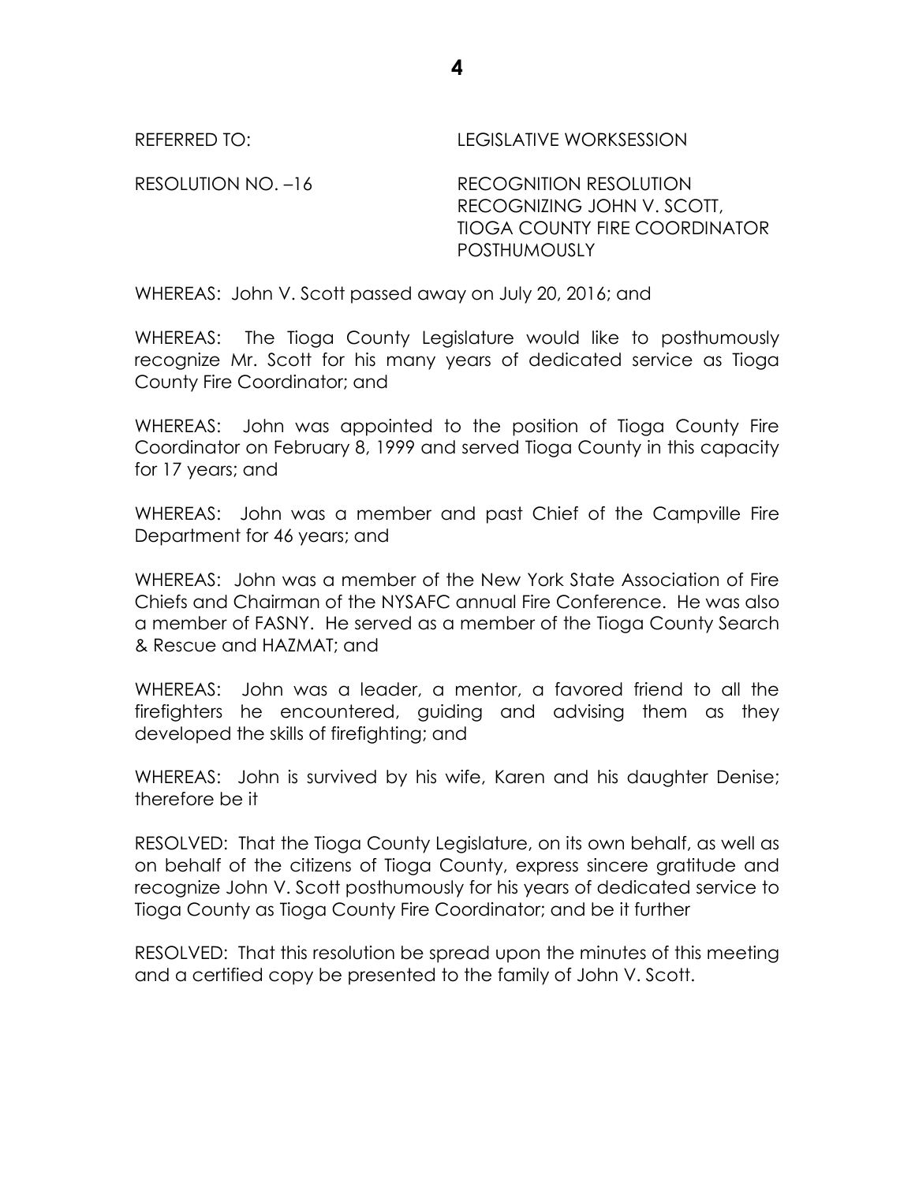REFERRED TO: LEGISLATIVE WORKSESSION

RESOLUTION NO. –16 RECOGNITION RESOLUTION RECOGNIZING JOHN V. SCOTT, TIOGA COUNTY FIRE COORDINATOR POSTHUMOUSLY

WHEREAS: John V. Scott passed away on July 20, 2016; and

WHEREAS: The Tioga County Legislature would like to posthumously recognize Mr. Scott for his many years of dedicated service as Tioga County Fire Coordinator; and

WHEREAS: John was appointed to the position of Tioga County Fire Coordinator on February 8, 1999 and served Tioga County in this capacity for 17 years; and

WHEREAS: John was a member and past Chief of the Campville Fire Department for 46 years; and

WHEREAS: John was a member of the New York State Association of Fire Chiefs and Chairman of the NYSAFC annual Fire Conference. He was also a member of FASNY. He served as a member of the Tioga County Search & Rescue and HAZMAT; and

WHEREAS: John was a leader, a mentor, a favored friend to all the firefighters he encountered, guiding and advising them as they developed the skills of firefighting; and

WHEREAS: John is survived by his wife, Karen and his daughter Denise; therefore be it

RESOLVED: That the Tioga County Legislature, on its own behalf, as well as on behalf of the citizens of Tioga County, express sincere gratitude and recognize John V. Scott posthumously for his years of dedicated service to Tioga County as Tioga County Fire Coordinator; and be it further

RESOLVED: That this resolution be spread upon the minutes of this meeting and a certified copy be presented to the family of John V. Scott.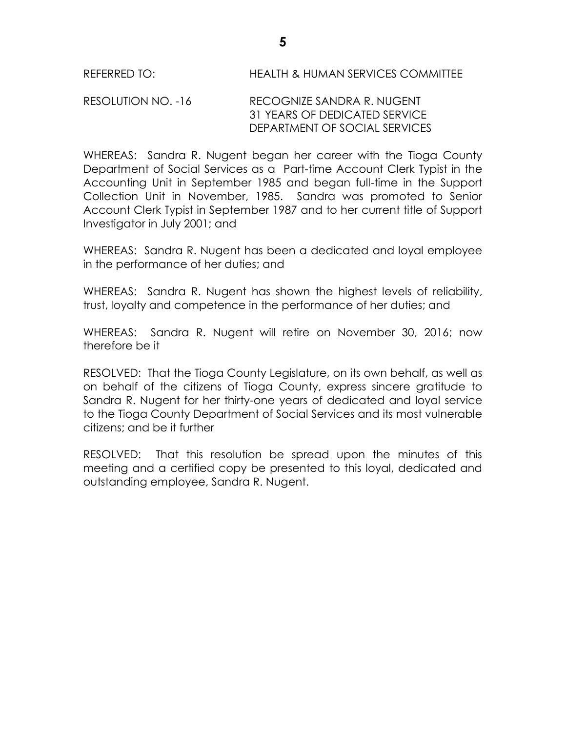REFERRED TO: HEALTH & HUMAN SERVICES COMMITTEE

RESOLUTION NO. -16 RECOGNIZE SANDRA R. NUGENT
31 YEARS OF DEDICATED SERVICE
DEPARTMENT OF SOCIAL SERVICES

WHEREAS: Sandra R. Nugent began her career with the Tioga County Department of Social Services as a Part-time Account Clerk Typist in the Accounting Unit in September 1985 and began full-time in the Support Collection Unit in November, 1985. Sandra was promoted to Senior Account Clerk Typist in September 1987 and to her current title of Support Investigator in July 2001; and

WHEREAS: Sandra R. Nugent has been a dedicated and loyal employee in the performance of her duties; and

WHEREAS: Sandra R. Nugent has shown the highest levels of reliability, trust, loyalty and competence in the performance of her duties; and

WHEREAS: Sandra R. Nugent will retire on November 30, 2016; now therefore be it

RESOLVED: That the Tioga County Legislature, on its own behalf, as well as on behalf of the citizens of Tioga County, express sincere gratitude to Sandra R. Nugent for her thirty-one years of dedicated and loyal service to the Tioga County Department of Social Services and its most vulnerable citizens; and be it further

RESOLVED: That this resolution be spread upon the minutes of this meeting and a certified copy be presented to this loyal, dedicated and outstanding employee, Sandra R. Nugent.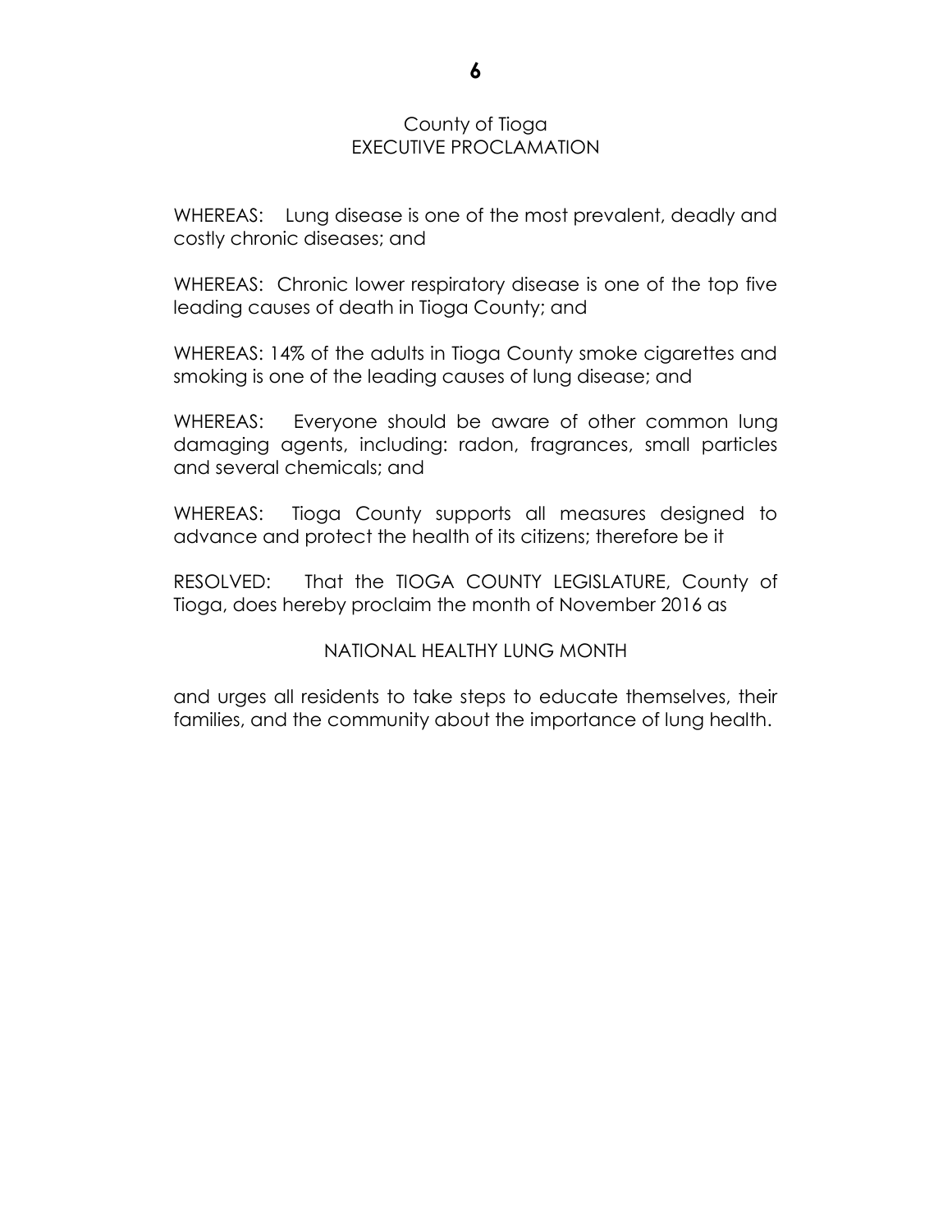County of Tioga
EXECUTIVE PROCLAMATION

WHEREAS: Lung disease is one of the most prevalent, deadly and costly chronic diseases; and

WHEREAS: Chronic lower respiratory disease is one of the top five leading causes of death in Tioga County; and

WHEREAS: 14% of the adults in Tioga County smoke cigarettes and smoking is one of the leading causes of lung disease; and

WHEREAS: Everyone should be aware of other common lung damaging agents, including: radon, fragrances, small particles and several chemicals; and

WHEREAS: Tioga County supports all measures designed to advance and protect the health of its citizens; therefore be it

RESOLVED: That the TIOGA COUNTY LEGISLATURE, County of Tioga, does hereby proclaim the month of November 2016 as

NATIONAL HEALTHY LUNG MONTH

and urges all residents to take steps to educate themselves, their families, and the community about the importance of lung health.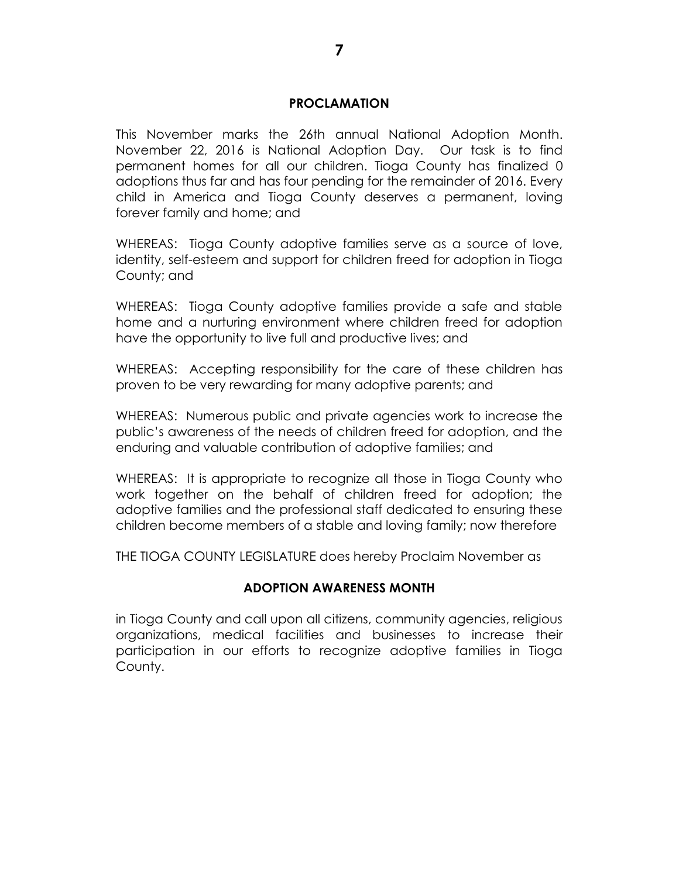## PROCLAMATION

This November marks the 26th annual National Adoption Month. November 22, 2016 is National Adoption Day. Our task is to find permanent homes for all our children. Tioga County has finalized 0 adoptions thus far and has four pending for the remainder of 2016. Every child in America and Tioga County deserves a permanent, loving forever family and home; and

WHEREAS: Tioga County adoptive families serve as a source of love, identity, self-esteem and support for children freed for adoption in Tioga County; and

WHEREAS: Tioga County adoptive families provide a safe and stable home and a nurturing environment where children freed for adoption have the opportunity to live full and productive lives; and

WHEREAS: Accepting responsibility for the care of these children has proven to be very rewarding for many adoptive parents; and

WHEREAS: Numerous public and private agencies work to increase the public's awareness of the needs of children freed for adoption, and the enduring and valuable contribution of adoptive families; and

WHEREAS: It is appropriate to recognize all those in Tioga County who work together on the behalf of children freed for adoption; the adoptive families and the professional staff dedicated to ensuring these children become members of a stable and loving family; now therefore

THE TIOGA COUNTY LEGISLATURE does hereby Proclaim November as

**ADOPTION AWARENESS MONTH**

in Tioga County and call upon all citizens, community agencies, religious organizations, medical facilities and businesses to increase their participation in our efforts to recognize adoptive families in Tioga County.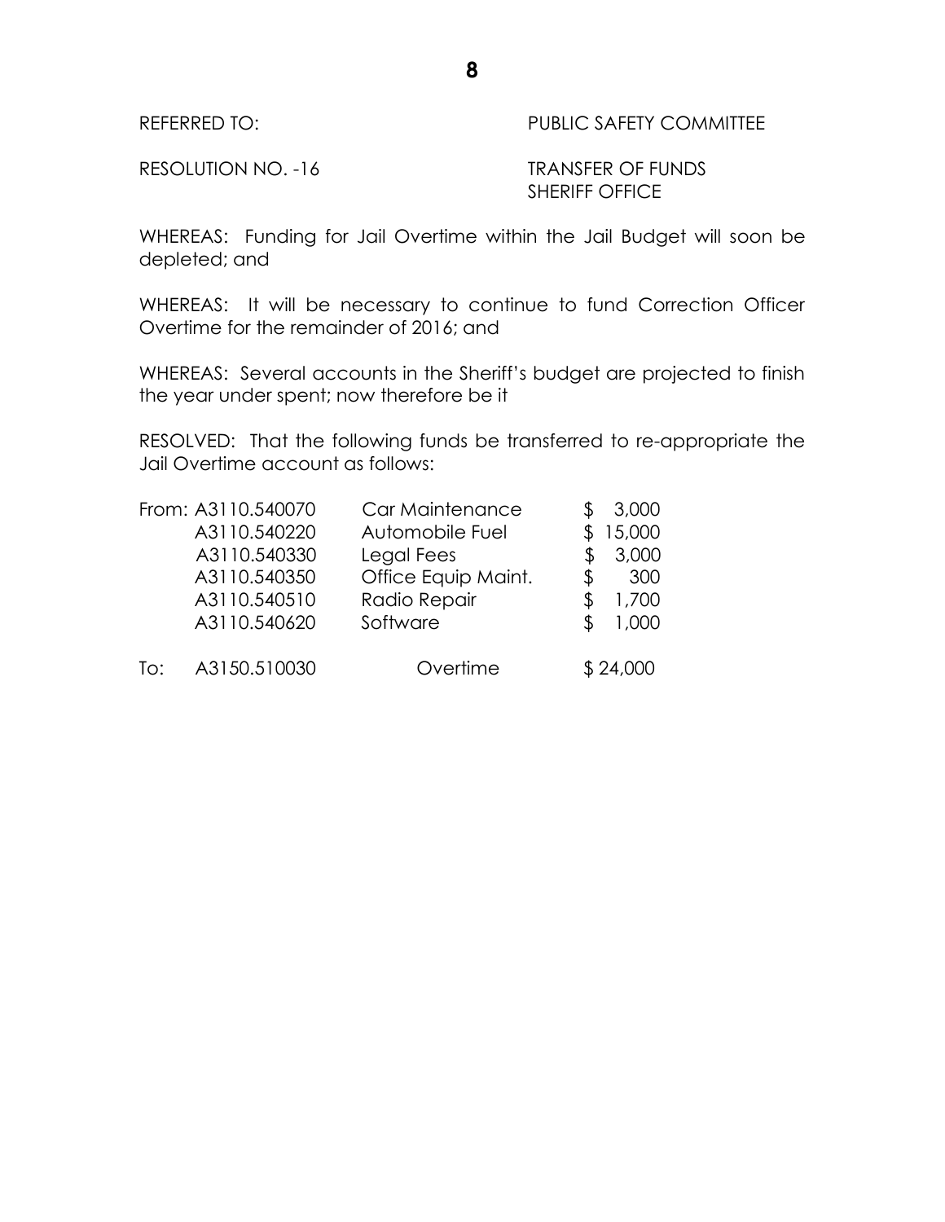REFERRED TO: PUBLIC SAFETY COMMITTEE

RESOLUTION NO. -16 TRANSFER OF FUNDS
SHERIFF OFFICE

WHEREAS: Funding for Jail Overtime within the Jail Budget will soon be depleted; and

WHEREAS: It will be necessary to continue to fund Correction Officer Overtime for the remainder of 2016; and

WHEREAS: Several accounts in the Sheriff's budget are projected to finish the year under spent; now therefore be it

RESOLVED: That the following funds be transferred to re-appropriate the Jail Overtime account as follows:

| | Account | Description | Amount |
|---|---|---|---|
| From: | A3110.540070 | Car Maintenance | $ 3,000 |
| | A3110.540220 | Automobile Fuel | $ 15,000 |
| | A3110.540330 | Legal Fees | $ 3,000 |
| | A3110.540350 | Office Equip Maint. | $ 300 |
| | A3110.540510 | Radio Repair | $ 1,700 |
| | A3110.540620 | Software | $ 1,000 |
| To: | A3150.510030 | Overtime | $ 24,000 |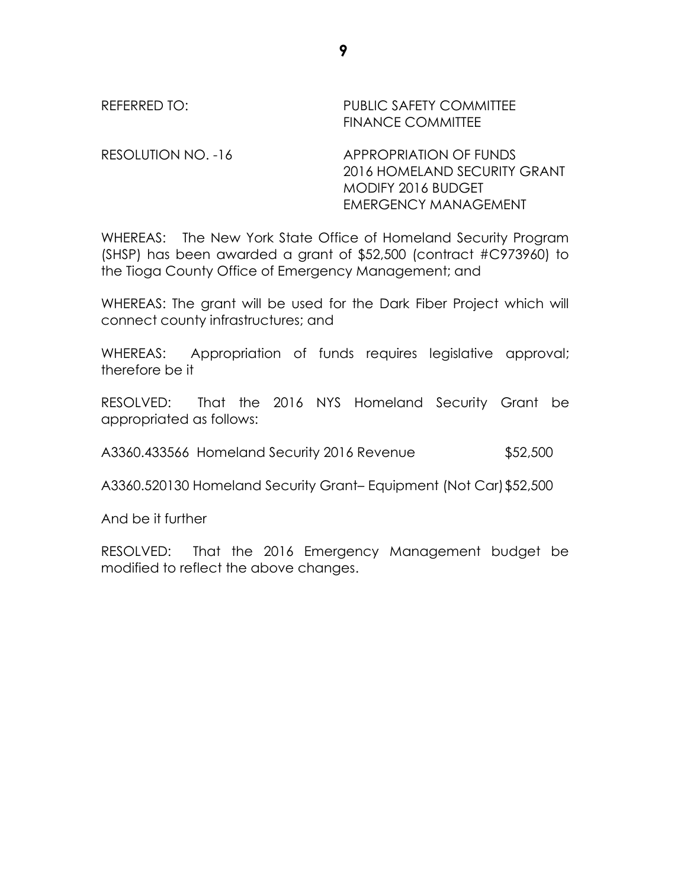REFERRED TO: PUBLIC SAFETY COMMITTEE
FINANCE COMMITTEE

RESOLUTION NO. -16 APPROPRIATION OF FUNDS
2016 HOMELAND SECURITY GRANT
MODIFY 2016 BUDGET
EMERGENCY MANAGEMENT

WHEREAS: The New York State Office of Homeland Security Program (SHSP) has been awarded a grant of $52,500 (contract #C973960) to the Tioga County Office of Emergency Management; and

WHEREAS: The grant will be used for the Dark Fiber Project which will connect county infrastructures; and

WHEREAS: Appropriation of funds requires legislative approval; therefore be it

RESOLVED: That the 2016 NYS Homeland Security Grant be appropriated as follows:

A3360.433566 Homeland Security 2016 Revenue $52,500

A3360.520130 Homeland Security Grant– Equipment (Not Car) $52,500

And be it further

RESOLVED: That the 2016 Emergency Management budget be modified to reflect the above changes.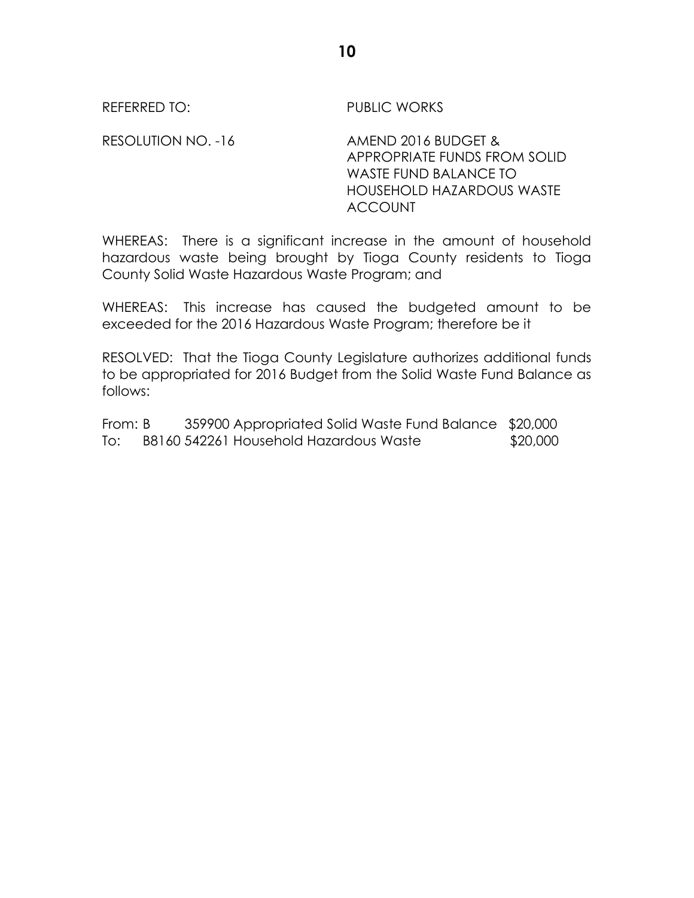REFERRED TO: PUBLIC WORKS

RESOLUTION NO. -16 AMEND 2016 BUDGET & APPROPRIATE FUNDS FROM SOLID WASTE FUND BALANCE TO HOUSEHOLD HAZARDOUS WASTE ACCOUNT

WHEREAS: There is a significant increase in the amount of household hazardous waste being brought by Tioga County residents to Tioga County Solid Waste Hazardous Waste Program; and

WHEREAS: This increase has caused the budgeted amount to be exceeded for the 2016 Hazardous Waste Program; therefore be it

RESOLVED: That the Tioga County Legislature authorizes additional funds to be appropriated for 2016 Budget from the Solid Waste Fund Balance as follows:

From: B 359900 Appropriated Solid Waste Fund Balance $20,000
To: B8160 542261 Household Hazardous Waste $20,000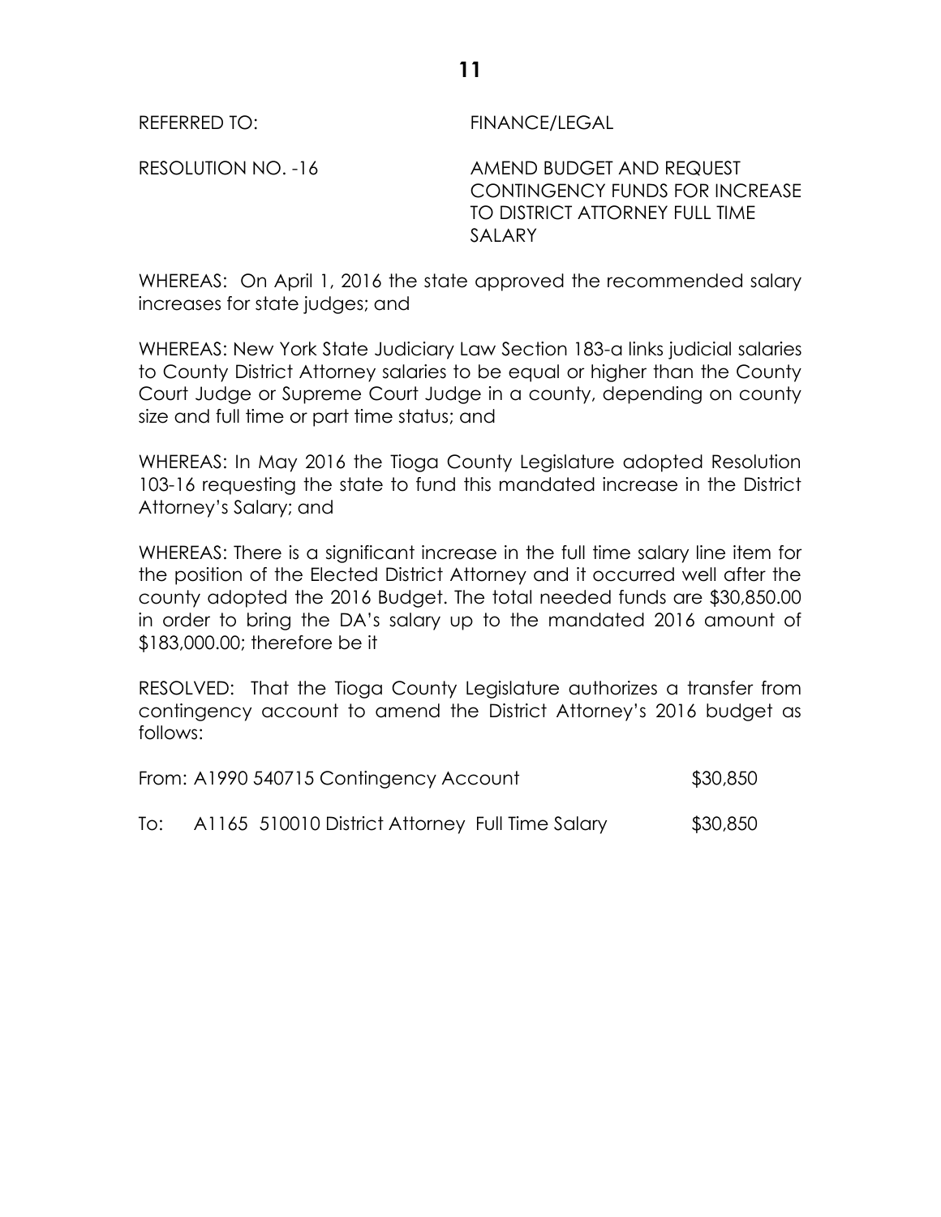REFERRED TO: FINANCE/LEGAL

RESOLUTION NO. -16 AMEND BUDGET AND REQUEST CONTINGENCY FUNDS FOR INCREASE TO DISTRICT ATTORNEY FULL TIME SALARY

WHEREAS: On April 1, 2016 the state approved the recommended salary increases for state judges; and

WHEREAS: New York State Judiciary Law Section 183-a links judicial salaries to County District Attorney salaries to be equal or higher than the County Court Judge or Supreme Court Judge in a county, depending on county size and full time or part time status; and

WHEREAS: In May 2016 the Tioga County Legislature adopted Resolution 103-16 requesting the state to fund this mandated increase in the District Attorney's Salary; and

WHEREAS: There is a significant increase in the full time salary line item for the position of the Elected District Attorney and it occurred well after the county adopted the 2016 Budget. The total needed funds are $30,850.00 in order to bring the DA's salary up to the mandated 2016 amount of $183,000.00; therefore be it

RESOLVED: That the Tioga County Legislature authorizes a transfer from contingency account to amend the District Attorney's 2016 budget as follows:

From: A1990 540715 Contingency Account $30,850

To: A1165 510010 District Attorney Full Time Salary $30,850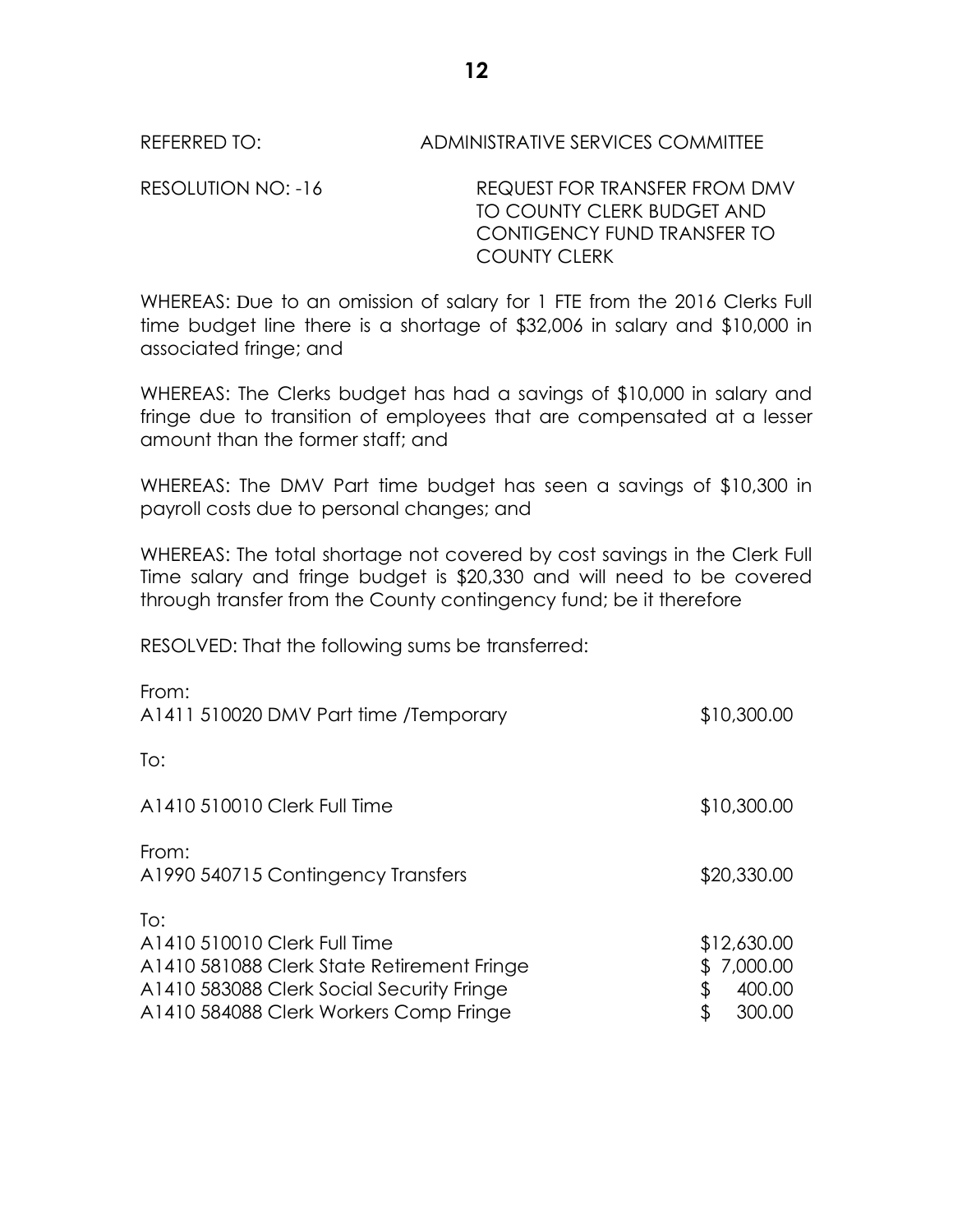REFERRED TO: ADMINISTRATIVE SERVICES COMMITTEE

RESOLUTION NO: -16 REQUEST FOR TRANSFER FROM DMV TO COUNTY CLERK BUDGET AND CONTIGENCY FUND TRANSFER TO COUNTY CLERK

WHEREAS: Due to an omission of salary for 1 FTE from the 2016 Clerks Full time budget line there is a shortage of $32,006 in salary and $10,000 in associated fringe; and

WHEREAS: The Clerks budget has had a savings of $10,000 in salary and fringe due to transition of employees that are compensated at a lesser amount than the former staff; and

WHEREAS: The DMV Part time budget has seen a savings of $10,300 in payroll costs due to personal changes; and

WHEREAS: The total shortage not covered by cost savings in the Clerk Full Time salary and fringe budget is $20,330 and will need to be covered through transfer from the County contingency fund; be it therefore

RESOLVED: That the following sums be transferred:

From:
A1411 510020 DMV Part time /Temporary $10,300.00

To:

A1410 510010 Clerk Full Time $10,300.00

From:
A1990 540715 Contingency Transfers $20,330.00

To:
A1410 510010 Clerk Full Time $12,630.00
A1410 581088 Clerk State Retirement Fringe $ 7,000.00
A1410 583088 Clerk Social Security Fringe $ 400.00
A1410 584088 Clerk Workers Comp Fringe $ 300.00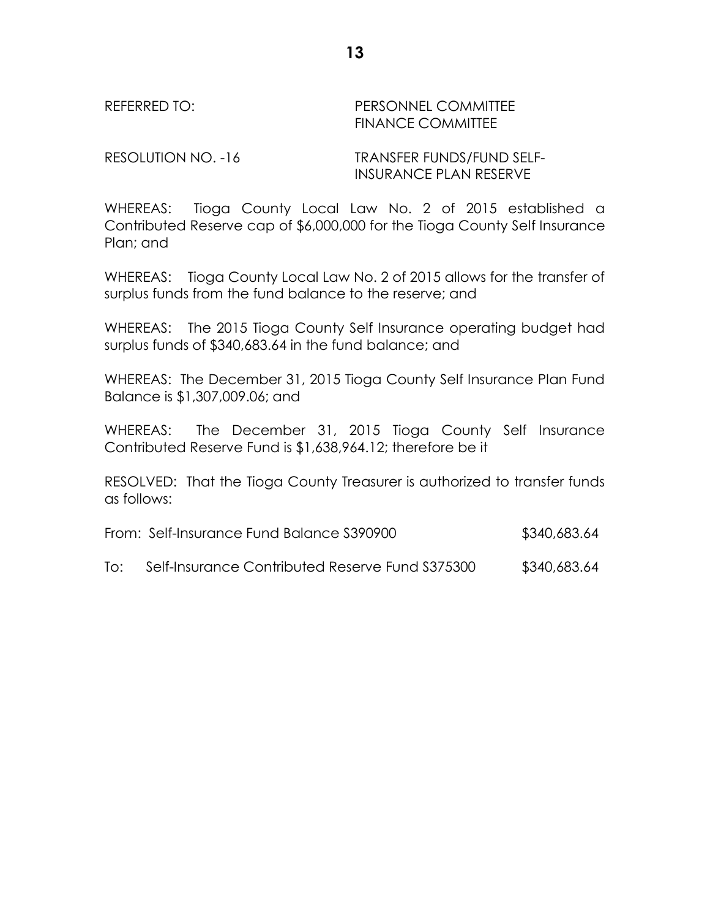REFERRED TO: PERSONNEL COMMITTEE
FINANCE COMMITTEE

RESOLUTION NO. -16 TRANSFER FUNDS/FUND SELF-INSURANCE PLAN RESERVE

WHEREAS: Tioga County Local Law No. 2 of 2015 established a Contributed Reserve cap of $6,000,000 for the Tioga County Self Insurance Plan; and

WHEREAS: Tioga County Local Law No. 2 of 2015 allows for the transfer of surplus funds from the fund balance to the reserve; and

WHEREAS: The 2015 Tioga County Self Insurance operating budget had surplus funds of $340,683.64 in the fund balance; and

WHEREAS: The December 31, 2015 Tioga County Self Insurance Plan Fund Balance is $1,307,009.06; and

WHEREAS: The December 31, 2015 Tioga County Self Insurance Contributed Reserve Fund is $1,638,964.12; therefore be it

RESOLVED: That the Tioga County Treasurer is authorized to transfer funds as follows:

| | | |
|---|---|---|
| From: | Self-Insurance Fund Balance S390900 | $340,683.64 |
| To: | Self-Insurance Contributed Reserve Fund S375300 | $340,683.64 |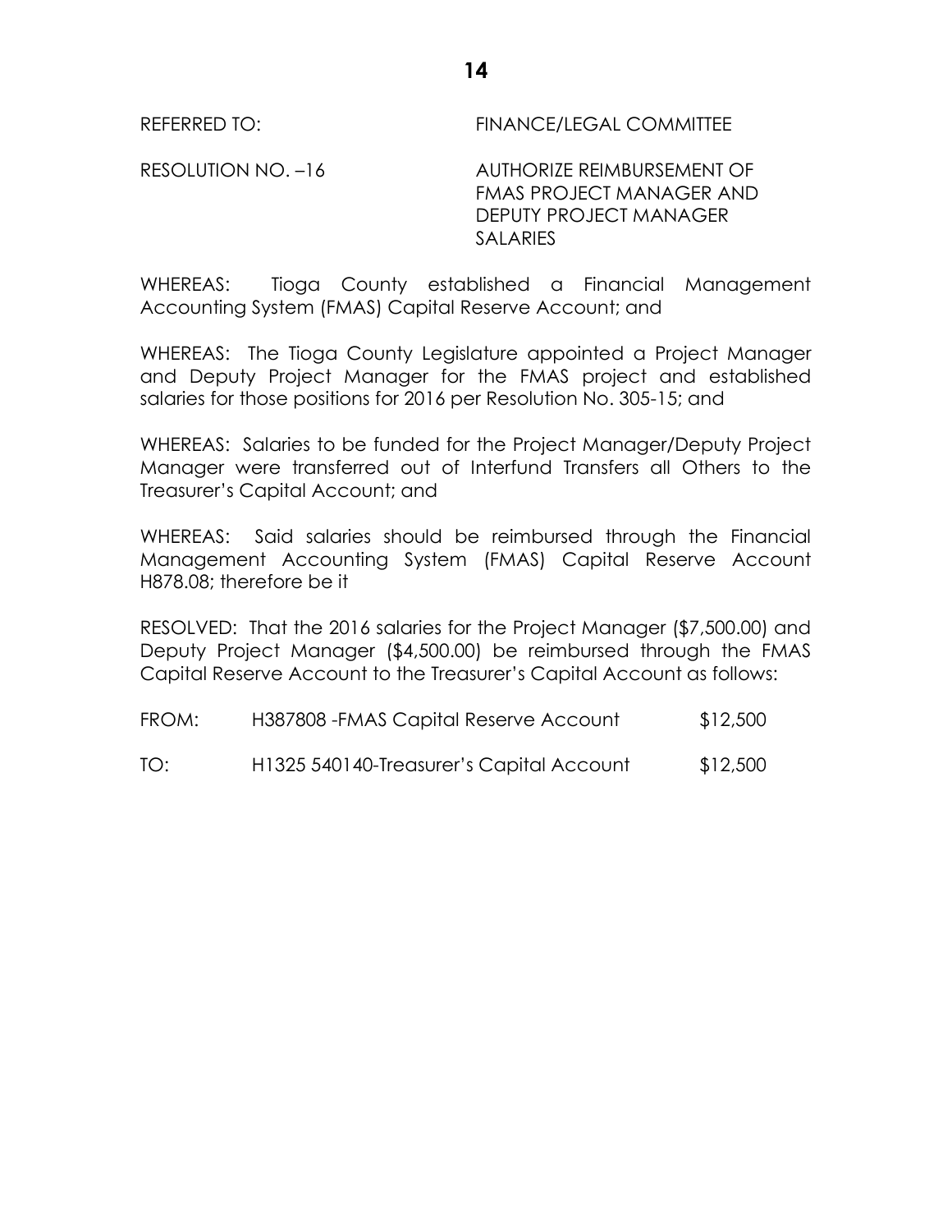REFERRED TO: FINANCE/LEGAL COMMITTEE

RESOLUTION NO. –16 AUTHORIZE REIMBURSEMENT OF FMAS PROJECT MANAGER AND DEPUTY PROJECT MANAGER SALARIES

WHEREAS: Tioga County established a Financial Management Accounting System (FMAS) Capital Reserve Account; and

WHEREAS: The Tioga County Legislature appointed a Project Manager and Deputy Project Manager for the FMAS project and established salaries for those positions for 2016 per Resolution No. 305-15; and

WHEREAS: Salaries to be funded for the Project Manager/Deputy Project Manager were transferred out of Interfund Transfers all Others to the Treasurer's Capital Account; and

WHEREAS: Said salaries should be reimbursed through the Financial Management Accounting System (FMAS) Capital Reserve Account H878.08; therefore be it

RESOLVED: That the 2016 salaries for the Project Manager ($7,500.00) and Deputy Project Manager ($4,500.00) be reimbursed through the FMAS Capital Reserve Account to the Treasurer's Capital Account as follows:

| | | |
|---|---|---|
| FROM: | H387808 -FMAS Capital Reserve Account | $12,500 |
| TO: | H1325 540140-Treasurer's Capital Account | $12,500 |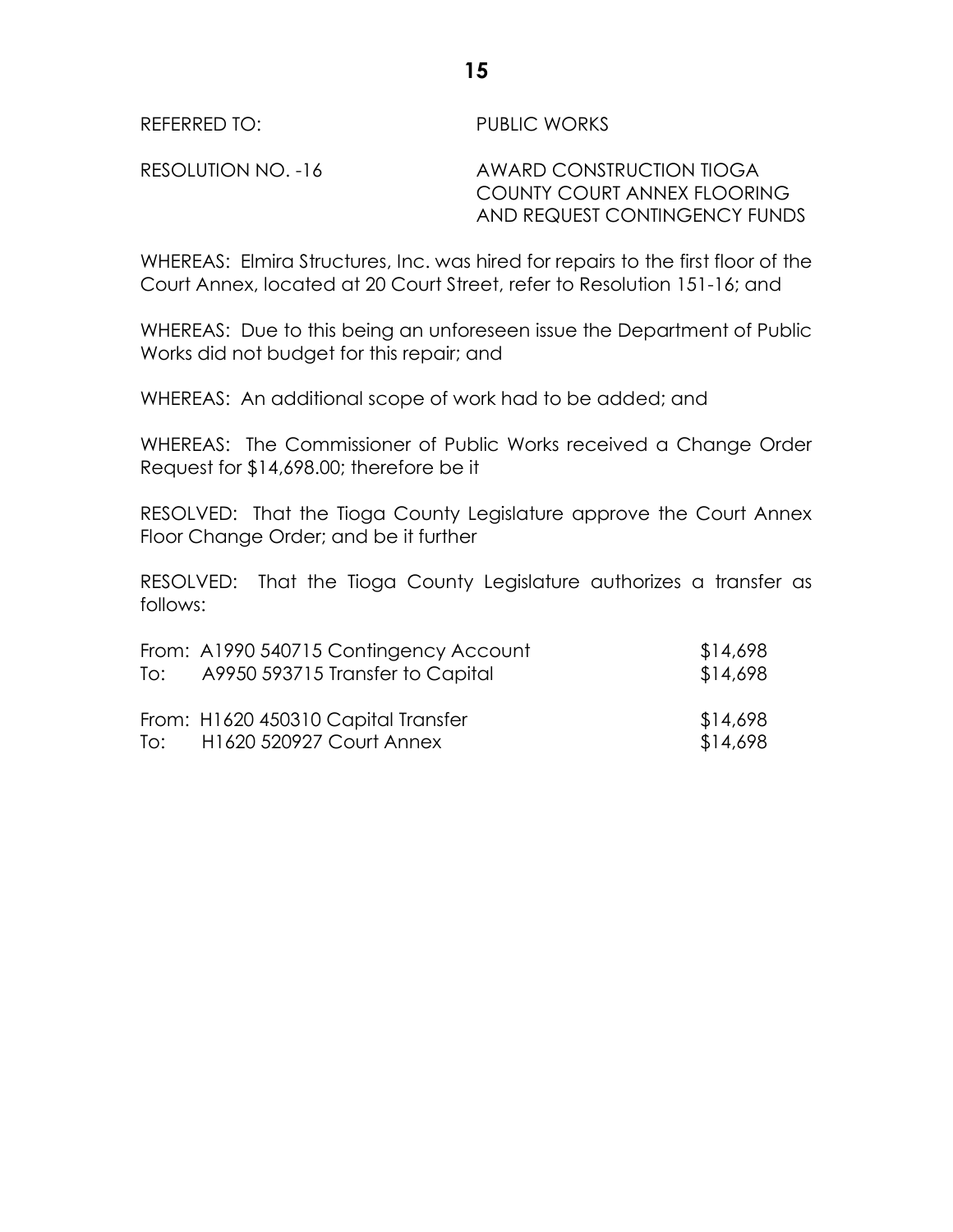REFERRED TO: PUBLIC WORKS

RESOLUTION NO. -16 AWARD CONSTRUCTION TIOGA COUNTY COURT ANNEX FLOORING AND REQUEST CONTINGENCY FUNDS

WHEREAS: Elmira Structures, Inc. was hired for repairs to the first floor of the Court Annex, located at 20 Court Street, refer to Resolution 151-16; and

WHEREAS: Due to this being an unforeseen issue the Department of Public Works did not budget for this repair; and

WHEREAS: An additional scope of work had to be added; and

WHEREAS: The Commissioner of Public Works received a Change Order Request for $14,698.00; therefore be it

RESOLVED: That the Tioga County Legislature approve the Court Annex Floor Change Order; and be it further

RESOLVED: That the Tioga County Legislature authorizes a transfer as follows:

| | | |
|---|---|---|
| From: | A1990 540715 Contingency Account | $14,698 |
| To: | A9950 593715 Transfer to Capital | $14,698 |
| | | |
| From: | H1620 450310 Capital Transfer | $14,698 |
| To: | H1620 520927 Court Annex | $14,698 |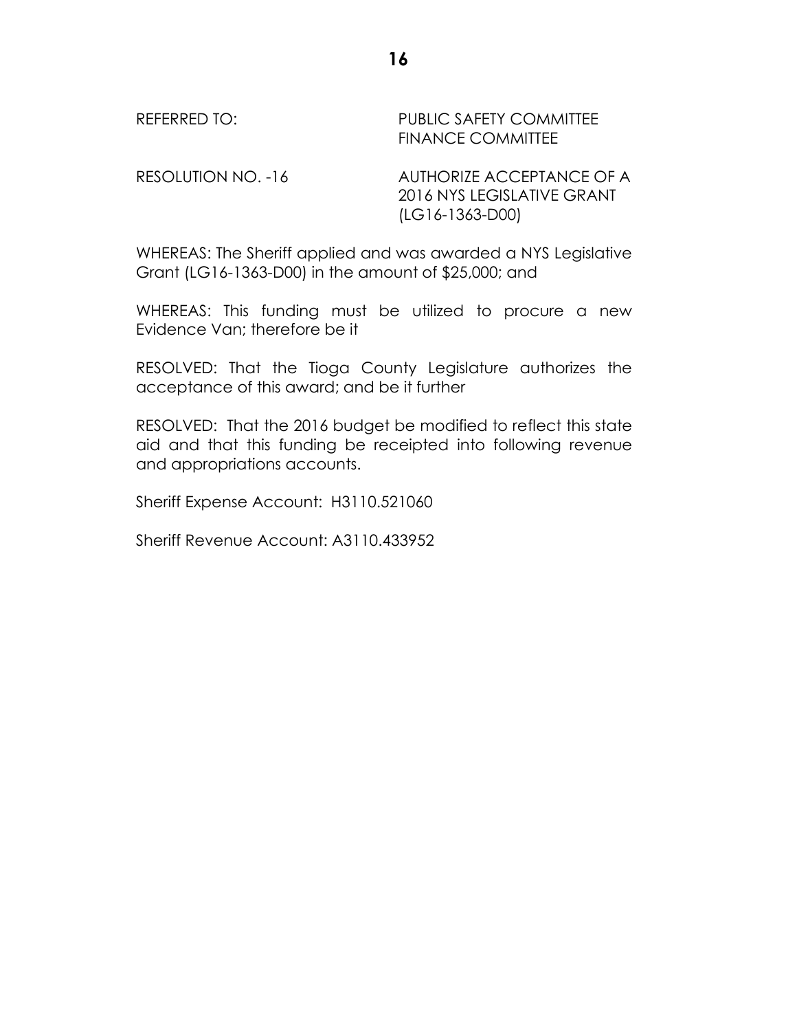REFERRED TO: PUBLIC SAFETY COMMITTEE
FINANCE COMMITTEE

RESOLUTION NO. -16 AUTHORIZE ACCEPTANCE OF A 2016 NYS LEGISLATIVE GRANT (LG16-1363-D00)

WHEREAS: The Sheriff applied and was awarded a NYS Legislative Grant (LG16-1363-D00) in the amount of $25,000; and

WHEREAS: This funding must be utilized to procure a new Evidence Van; therefore be it

RESOLVED: That the Tioga County Legislature authorizes the acceptance of this award; and be it further

RESOLVED: That the 2016 budget be modified to reflect this state aid and that this funding be receipted into following revenue and appropriations accounts.

Sheriff Expense Account: H3110.521060

Sheriff Revenue Account: A3110.433952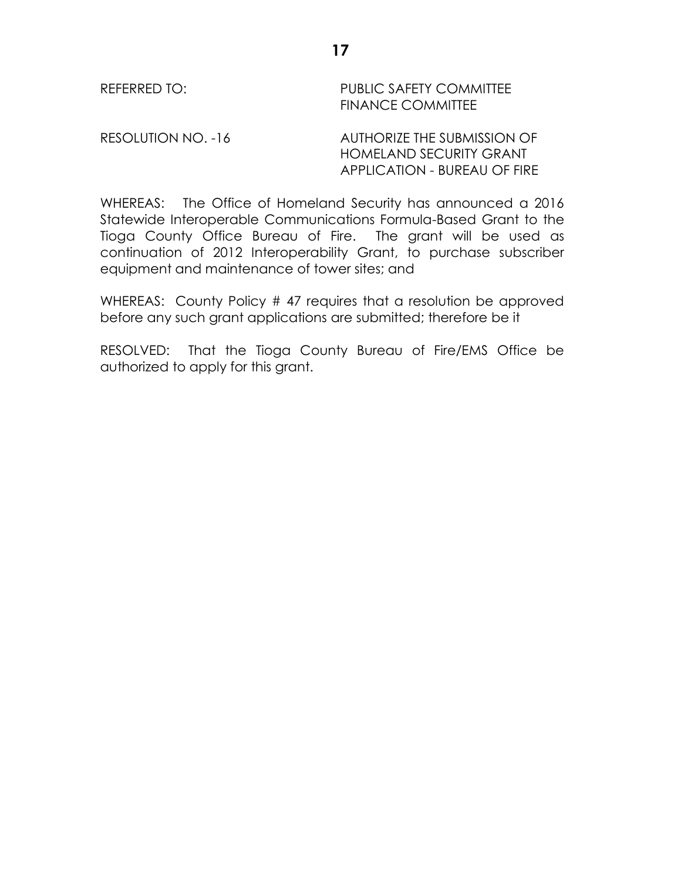REFERRED TO: PUBLIC SAFETY COMMITTEE
FINANCE COMMITTEE

RESOLUTION NO. -16 AUTHORIZE THE SUBMISSION OF HOMELAND SECURITY GRANT APPLICATION - BUREAU OF FIRE

WHEREAS: The Office of Homeland Security has announced a 2016 Statewide Interoperable Communications Formula-Based Grant to the Tioga County Office Bureau of Fire. The grant will be used as continuation of 2012 Interoperability Grant, to purchase subscriber equipment and maintenance of tower sites; and

WHEREAS: County Policy # 47 requires that a resolution be approved before any such grant applications are submitted; therefore be it

RESOLVED: That the Tioga County Bureau of Fire/EMS Office be authorized to apply for this grant.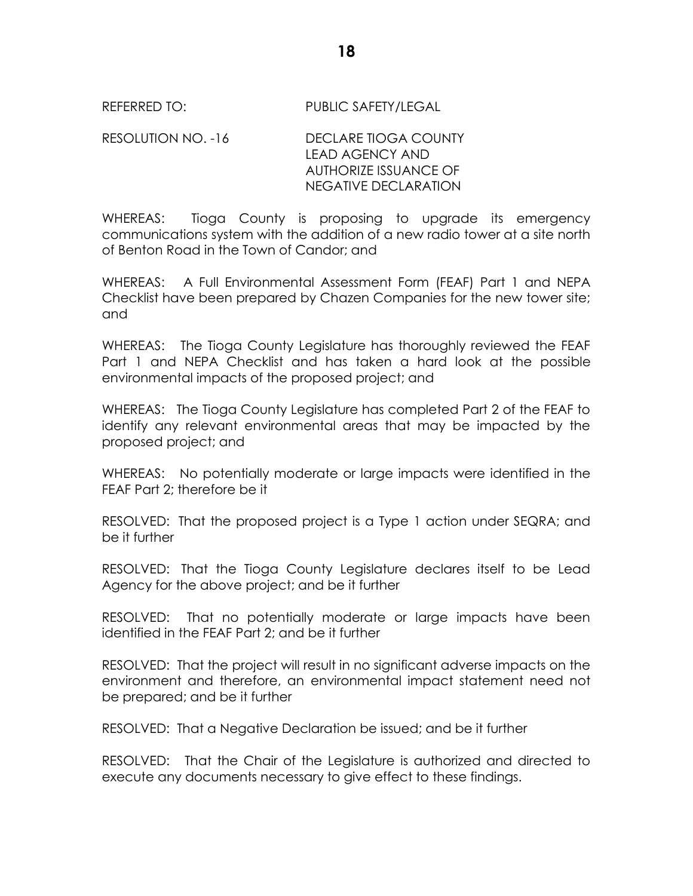REFERRED TO: PUBLIC SAFETY/LEGAL

RESOLUTION NO. -16 DECLARE TIOGA COUNTY LEAD AGENCY AND AUTHORIZE ISSUANCE OF NEGATIVE DECLARATION

WHEREAS: Tioga County is proposing to upgrade its emergency communications system with the addition of a new radio tower at a site north of Benton Road in the Town of Candor; and

WHEREAS: A Full Environmental Assessment Form (FEAF) Part 1 and NEPA Checklist have been prepared by Chazen Companies for the new tower site; and

WHEREAS: The Tioga County Legislature has thoroughly reviewed the FEAF Part 1 and NEPA Checklist and has taken a hard look at the possible environmental impacts of the proposed project; and

WHEREAS: The Tioga County Legislature has completed Part 2 of the FEAF to identify any relevant environmental areas that may be impacted by the proposed project; and

WHEREAS: No potentially moderate or large impacts were identified in the FEAF Part 2; therefore be it

RESOLVED: That the proposed project is a Type 1 action under SEQRA; and be it further

RESOLVED: That the Tioga County Legislature declares itself to be Lead Agency for the above project; and be it further

RESOLVED: That no potentially moderate or large impacts have been identified in the FEAF Part 2; and be it further

RESOLVED: That the project will result in no significant adverse impacts on the environment and therefore, an environmental impact statement need not be prepared; and be it further

RESOLVED: That a Negative Declaration be issued; and be it further

RESOLVED: That the Chair of the Legislature is authorized and directed to execute any documents necessary to give effect to these findings.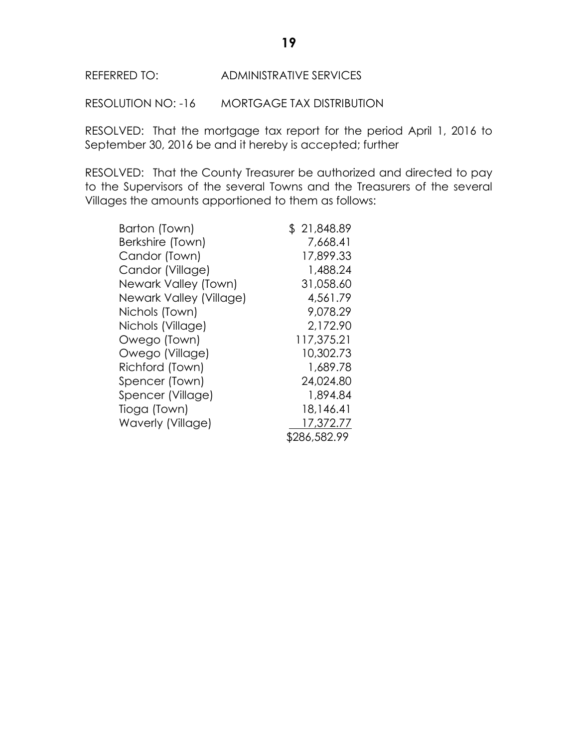REFERRED TO: ADMINISTRATIVE SERVICES

RESOLUTION NO: -16 MORTGAGE TAX DISTRIBUTION

RESOLVED: That the mortgage tax report for the period April 1, 2016 to September 30, 2016 be and it hereby is accepted; further

RESOLVED: That the County Treasurer be authorized and directed to pay to the Supervisors of the several Towns and the Treasurers of the several Villages the amounts apportioned to them as follows:

| | |
|---|---|
| Barton (Town) | $ 21,848.89 |
| Berkshire (Town) | 7,668.41 |
| Candor (Town) | 17,899.33 |
| Candor (Village) | 1,488.24 |
| Newark Valley (Town) | 31,058.60 |
| Newark Valley (Village) | 4,561.79 |
| Nichols (Town) | 9,078.29 |
| Nichols (Village) | 2,172.90 |
| Owego (Town) | 117,375.21 |
| Owego (Village) | 10,302.73 |
| Richford (Town) | 1,689.78 |
| Spencer (Town) | 24,024.80 |
| Spencer (Village) | 1,894.84 |
| Tioga (Town) | 18,146.41 |
| Waverly (Village) | 17,372.77 |
| | $286,582.99 |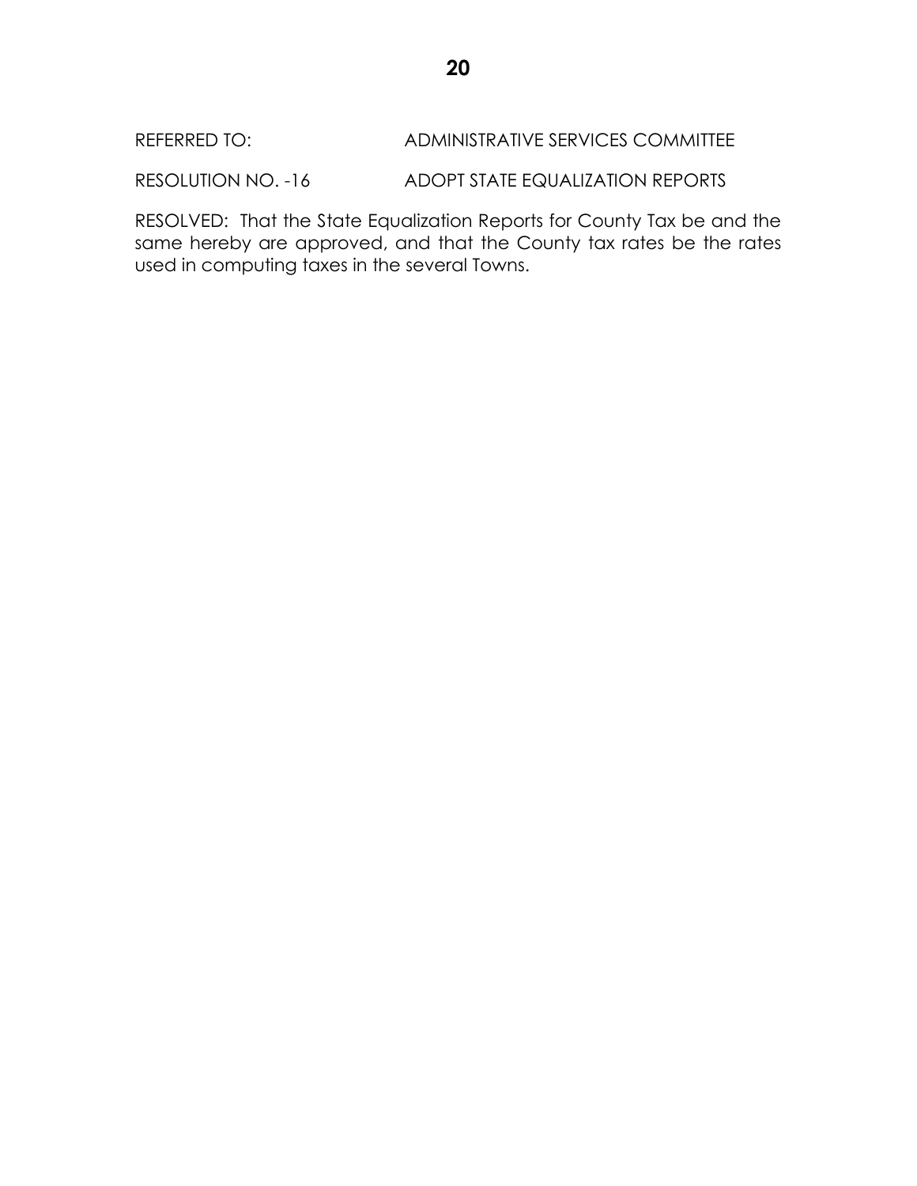REFERRED TO: ADMINISTRATIVE SERVICES COMMITTEE

RESOLUTION NO. -16 ADOPT STATE EQUALIZATION REPORTS

RESOLVED: That the State Equalization Reports for County Tax be and the same hereby are approved, and that the County tax rates be the rates used in computing taxes in the several Towns.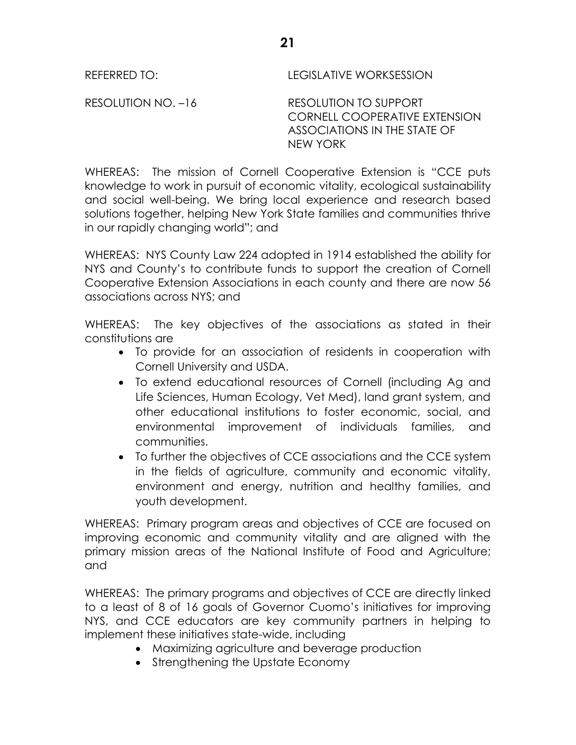REFERRED TO: LEGISLATIVE WORKSESSION

RESOLUTION NO. –16 RESOLUTION TO SUPPORT CORNELL COOPERATIVE EXTENSION ASSOCIATIONS IN THE STATE OF NEW YORK

WHEREAS: The mission of Cornell Cooperative Extension is "CCE puts knowledge to work in pursuit of economic vitality, ecological sustainability and social well-being. We bring local experience and research based solutions together, helping New York State families and communities thrive in our rapidly changing world"; and

WHEREAS: NYS County Law 224 adopted in 1914 established the ability for NYS and County's to contribute funds to support the creation of Cornell Cooperative Extension Associations in each county and there are now 56 associations across NYS; and

WHEREAS: The key objectives of the associations as stated in their constitutions are

- To provide for an association of residents in cooperation with Cornell University and USDA.
- To extend educational resources of Cornell (including Ag and Life Sciences, Human Ecology, Vet Med), land grant system, and other educational institutions to foster economic, social, and environmental improvement of individuals families, and communities.
- To further the objectives of CCE associations and the CCE system in the fields of agriculture, community and economic vitality, environment and energy, nutrition and healthy families, and youth development.

WHEREAS: Primary program areas and objectives of CCE are focused on improving economic and community vitality and are aligned with the primary mission areas of the National Institute of Food and Agriculture; and

WHEREAS: The primary programs and objectives of CCE are directly linked to a least of 8 of 16 goals of Governor Cuomo's initiatives for improving NYS, and CCE educators are key community partners in helping to implement these initiatives state-wide, including

- Maximizing agriculture and beverage production
- Strengthening the Upstate Economy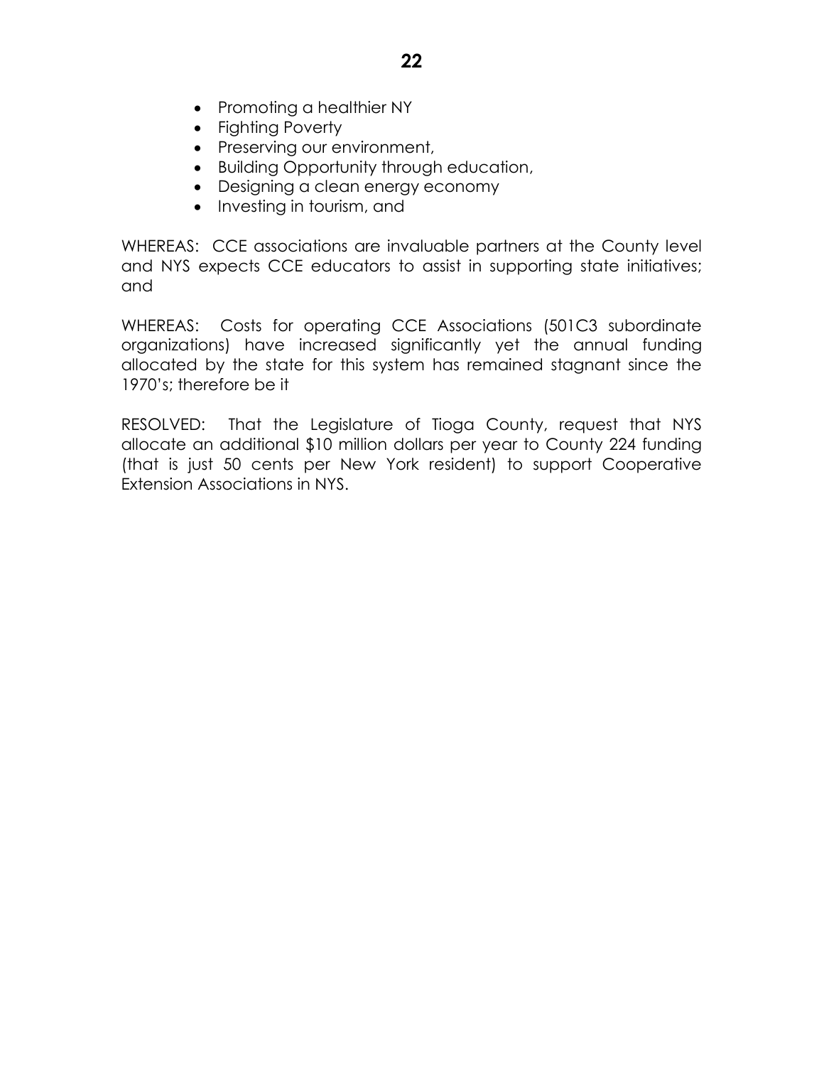- Promoting a healthier NY
- Fighting Poverty
- Preserving our environment,
- Building Opportunity through education,
- Designing a clean energy economy
- Investing in tourism, and

WHEREAS: CCE associations are invaluable partners at the County level and NYS expects CCE educators to assist in supporting state initiatives; and

WHEREAS: Costs for operating CCE Associations (501C3 subordinate organizations) have increased significantly yet the annual funding allocated by the state for this system has remained stagnant since the 1970's; therefore be it

RESOLVED: That the Legislature of Tioga County, request that NYS allocate an additional $10 million dollars per year to County 224 funding (that is just 50 cents per New York resident) to support Cooperative Extension Associations in NYS.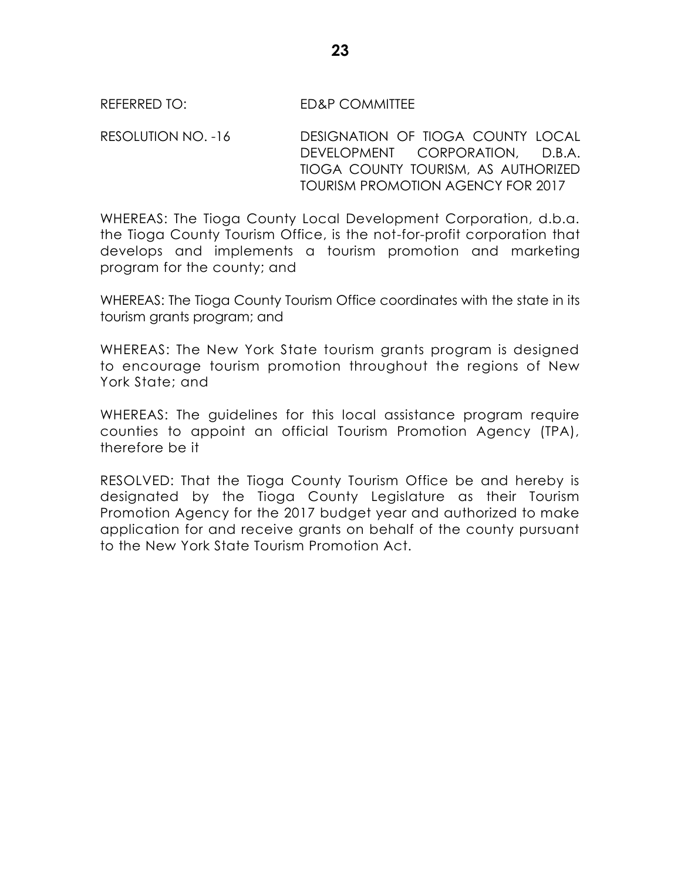REFERRED TO: ED&P COMMITTEE

RESOLUTION NO. -16 DESIGNATION OF TIOGA COUNTY LOCAL DEVELOPMENT CORPORATION, D.B.A. TIOGA COUNTY TOURISM, AS AUTHORIZED TOURISM PROMOTION AGENCY FOR 2017

WHEREAS: The Tioga County Local Development Corporation, d.b.a. the Tioga County Tourism Office, is the not-for-profit corporation that develops and implements a tourism promotion and marketing program for the county; and

WHEREAS: The Tioga County Tourism Office coordinates with the state in its tourism grants program; and

WHEREAS: The New York State tourism grants program is designed to encourage tourism promotion throughout the regions of New York State; and

WHEREAS: The guidelines for this local assistance program require counties to appoint an official Tourism Promotion Agency (TPA), therefore be it

RESOLVED: That the Tioga County Tourism Office be and hereby is designated by the Tioga County Legislature as their Tourism Promotion Agency for the 2017 budget year and authorized to make application for and receive grants on behalf of the county pursuant to the New York State Tourism Promotion Act.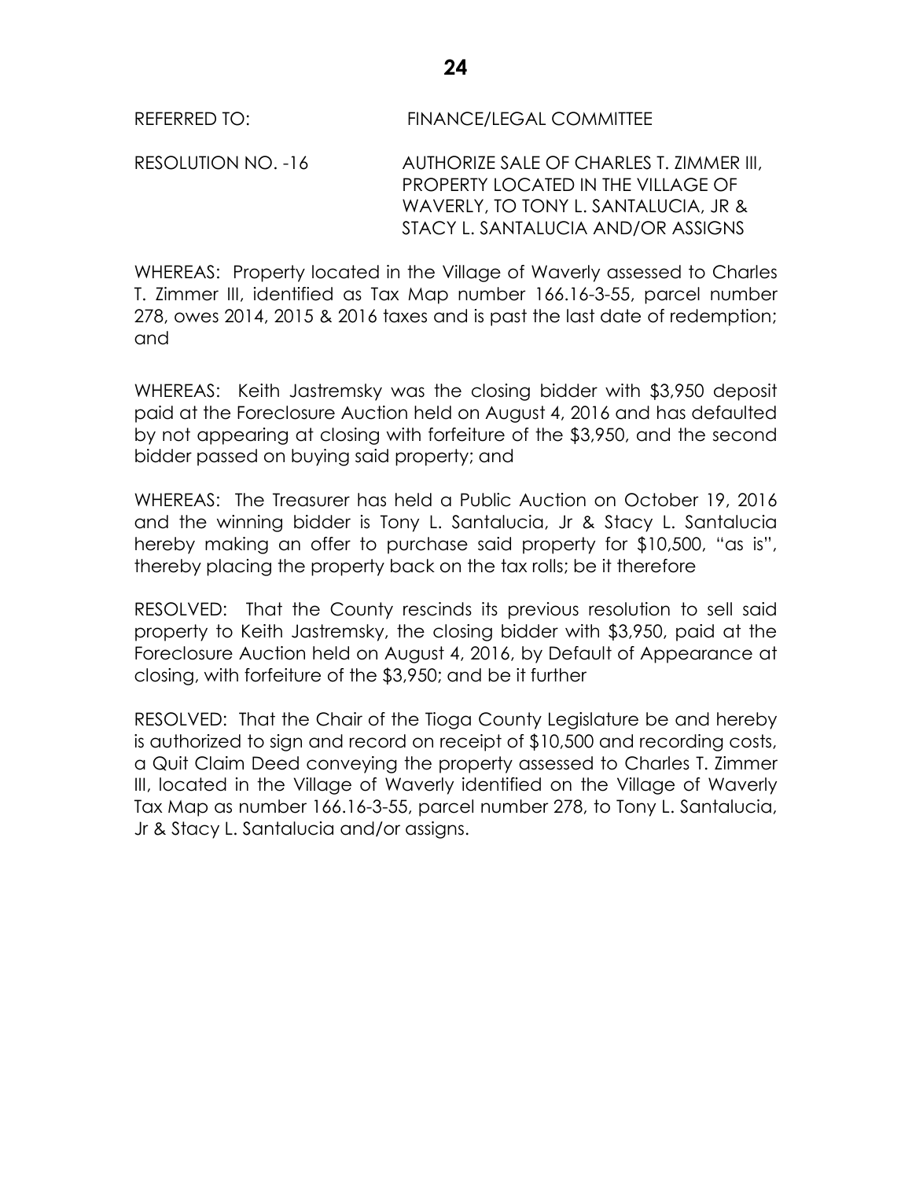REFERRED TO: FINANCE/LEGAL COMMITTEE

RESOLUTION NO. -16 AUTHORIZE SALE OF CHARLES T. ZIMMER III, PROPERTY LOCATED IN THE VILLAGE OF WAVERLY, TO TONY L. SANTALUCIA, JR & STACY L. SANTALUCIA AND/OR ASSIGNS

WHEREAS: Property located in the Village of Waverly assessed to Charles T. Zimmer III, identified as Tax Map number 166.16-3-55, parcel number 278, owes 2014, 2015 & 2016 taxes and is past the last date of redemption; and

WHEREAS: Keith Jastremsky was the closing bidder with $3,950 deposit paid at the Foreclosure Auction held on August 4, 2016 and has defaulted by not appearing at closing with forfeiture of the $3,950, and the second bidder passed on buying said property; and

WHEREAS: The Treasurer has held a Public Auction on October 19, 2016 and the winning bidder is Tony L. Santalucia, Jr & Stacy L. Santalucia hereby making an offer to purchase said property for $10,500, "as is", thereby placing the property back on the tax rolls; be it therefore

RESOLVED: That the County rescinds its previous resolution to sell said property to Keith Jastremsky, the closing bidder with $3,950, paid at the Foreclosure Auction held on August 4, 2016, by Default of Appearance at closing, with forfeiture of the $3,950; and be it further

RESOLVED: That the Chair of the Tioga County Legislature be and hereby is authorized to sign and record on receipt of $10,500 and recording costs, a Quit Claim Deed conveying the property assessed to Charles T. Zimmer III, located in the Village of Waverly identified on the Village of Waverly Tax Map as number 166.16-3-55, parcel number 278, to Tony L. Santalucia, Jr & Stacy L. Santalucia and/or assigns.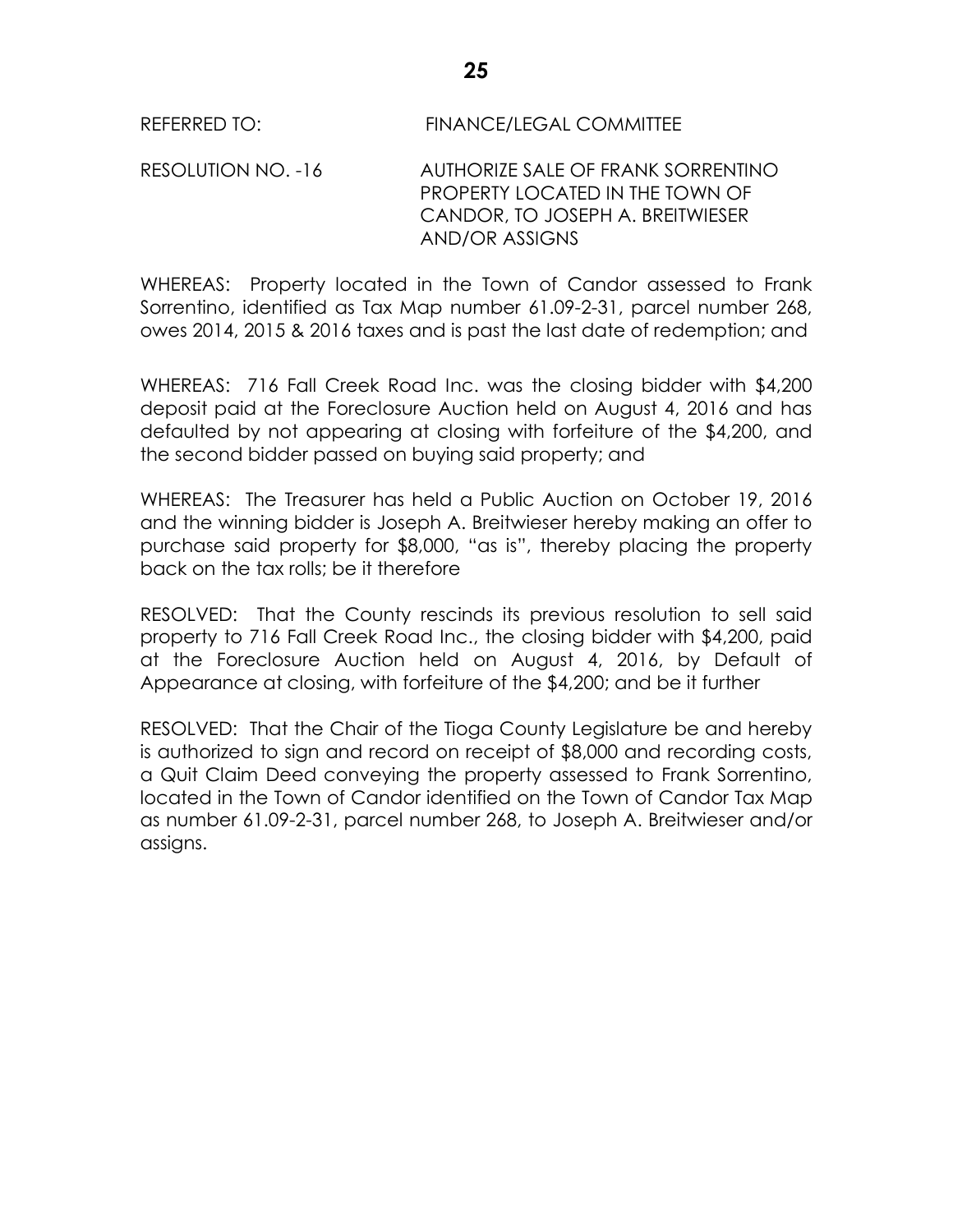REFERRED TO: FINANCE/LEGAL COMMITTEE

RESOLUTION NO. -16 AUTHORIZE SALE OF FRANK SORRENTINO PROPERTY LOCATED IN THE TOWN OF CANDOR, TO JOSEPH A. BREITWIESER AND/OR ASSIGNS

WHEREAS: Property located in the Town of Candor assessed to Frank Sorrentino, identified as Tax Map number 61.09-2-31, parcel number 268, owes 2014, 2015 & 2016 taxes and is past the last date of redemption; and

WHEREAS: 716 Fall Creek Road Inc. was the closing bidder with $4,200 deposit paid at the Foreclosure Auction held on August 4, 2016 and has defaulted by not appearing at closing with forfeiture of the $4,200, and the second bidder passed on buying said property; and

WHEREAS: The Treasurer has held a Public Auction on October 19, 2016 and the winning bidder is Joseph A. Breitwieser hereby making an offer to purchase said property for $8,000, "as is", thereby placing the property back on the tax rolls; be it therefore

RESOLVED: That the County rescinds its previous resolution to sell said property to 716 Fall Creek Road Inc., the closing bidder with $4,200, paid at the Foreclosure Auction held on August 4, 2016, by Default of Appearance at closing, with forfeiture of the $4,200; and be it further

RESOLVED: That the Chair of the Tioga County Legislature be and hereby is authorized to sign and record on receipt of $8,000 and recording costs, a Quit Claim Deed conveying the property assessed to Frank Sorrentino, located in the Town of Candor identified on the Town of Candor Tax Map as number 61.09-2-31, parcel number 268, to Joseph A. Breitwieser and/or assigns.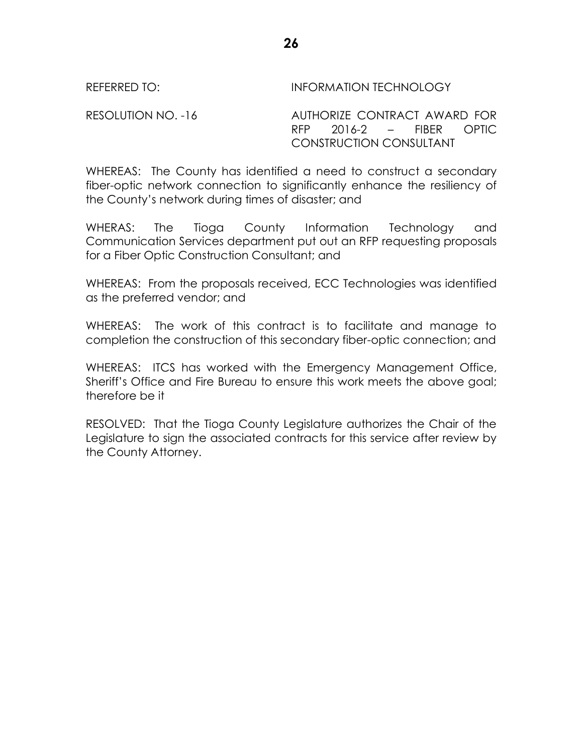REFERRED TO: INFORMATION TECHNOLOGY

RESOLUTION NO. -16 AUTHORIZE CONTRACT AWARD FOR RFP 2016-2 – FIBER OPTIC CONSTRUCTION CONSULTANT

WHEREAS: The County has identified a need to construct a secondary fiber-optic network connection to significantly enhance the resiliency of the County's network during times of disaster; and

WHERAS: The Tioga County Information Technology and Communication Services department put out an RFP requesting proposals for a Fiber Optic Construction Consultant; and

WHEREAS: From the proposals received, ECC Technologies was identified as the preferred vendor; and

WHEREAS: The work of this contract is to facilitate and manage to completion the construction of this secondary fiber-optic connection; and

WHEREAS: ITCS has worked with the Emergency Management Office, Sheriff's Office and Fire Bureau to ensure this work meets the above goal; therefore be it

RESOLVED: That the Tioga County Legislature authorizes the Chair of the Legislature to sign the associated contracts for this service after review by the County Attorney.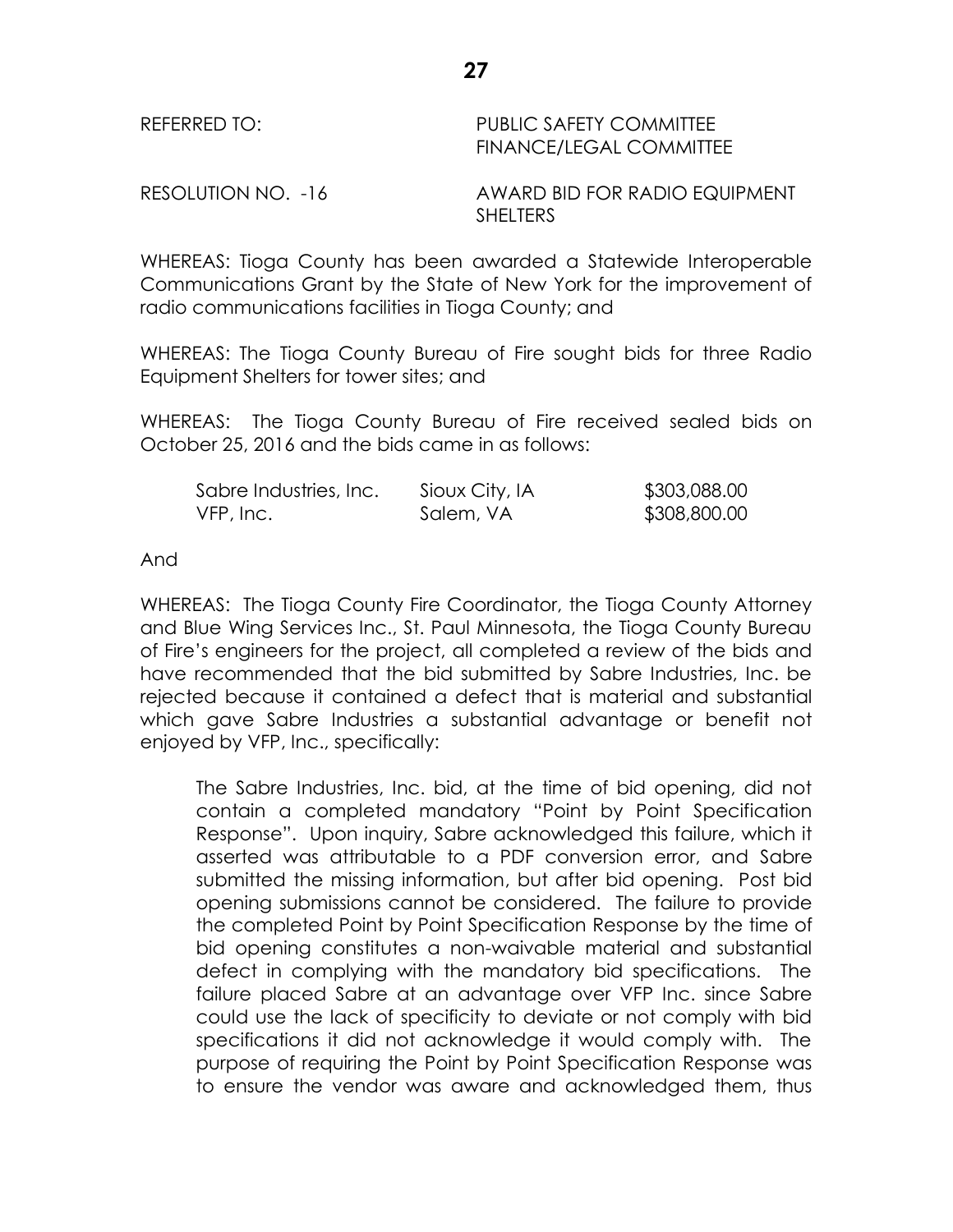REFERRED TO: PUBLIC SAFETY COMMITTEE
FINANCE/LEGAL COMMITTEE

RESOLUTION NO. -16 AWARD BID FOR RADIO EQUIPMENT SHELTERS

WHEREAS: Tioga County has been awarded a Statewide Interoperable Communications Grant by the State of New York for the improvement of radio communications facilities in Tioga County; and

WHEREAS: The Tioga County Bureau of Fire sought bids for three Radio Equipment Shelters for tower sites; and

WHEREAS: The Tioga County Bureau of Fire received sealed bids on October 25, 2016 and the bids came in as follows:

| | | |
|---|---|---|
| Sabre Industries, Inc. | Sioux City, IA | $303,088.00 |
| VFP, Inc. | Salem, VA | $308,800.00 |

And

WHEREAS: The Tioga County Fire Coordinator, the Tioga County Attorney and Blue Wing Services Inc., St. Paul Minnesota, the Tioga County Bureau of Fire's engineers for the project, all completed a review of the bids and have recommended that the bid submitted by Sabre Industries, Inc. be rejected because it contained a defect that is material and substantial which gave Sabre Industries a substantial advantage or benefit not enjoyed by VFP, Inc., specifically:

> The Sabre Industries, Inc. bid, at the time of bid opening, did not contain a completed mandatory "Point by Point Specification Response". Upon inquiry, Sabre acknowledged this failure, which it asserted was attributable to a PDF conversion error, and Sabre submitted the missing information, but after bid opening. Post bid opening submissions cannot be considered. The failure to provide the completed Point by Point Specification Response by the time of bid opening constitutes a non-waivable material and substantial defect in complying with the mandatory bid specifications. The failure placed Sabre at an advantage over VFP Inc. since Sabre could use the lack of specificity to deviate or not comply with bid specifications it did not acknowledge it would comply with. The purpose of requiring the Point by Point Specification Response was to ensure the vendor was aware and acknowledged them, thus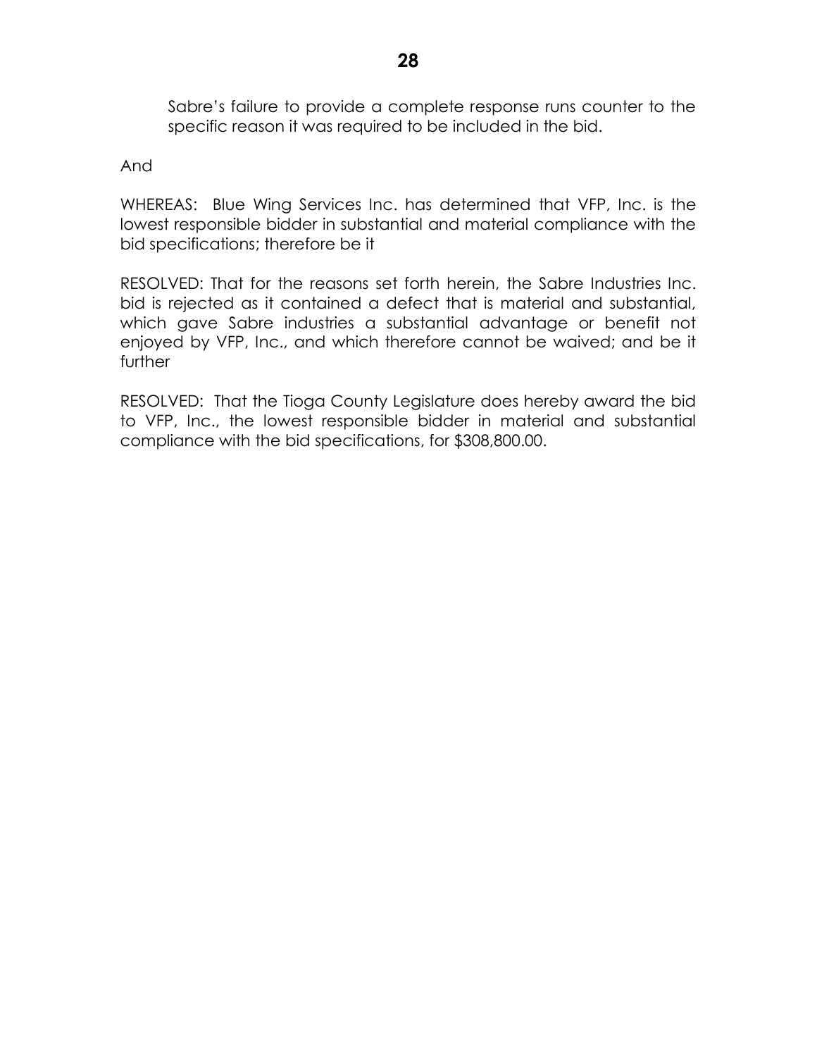Sabre's failure to provide a complete response runs counter to the specific reason it was required to be included in the bid.

And

WHEREAS: Blue Wing Services Inc. has determined that VFP, Inc. is the lowest responsible bidder in substantial and material compliance with the bid specifications; therefore be it

RESOLVED: That for the reasons set forth herein, the Sabre Industries Inc. bid is rejected as it contained a defect that is material and substantial, which gave Sabre industries a substantial advantage or benefit not enjoyed by VFP, Inc., and which therefore cannot be waived; and be it further

RESOLVED: That the Tioga County Legislature does hereby award the bid to VFP, Inc., the lowest responsible bidder in material and substantial compliance with the bid specifications, for $308,800.00.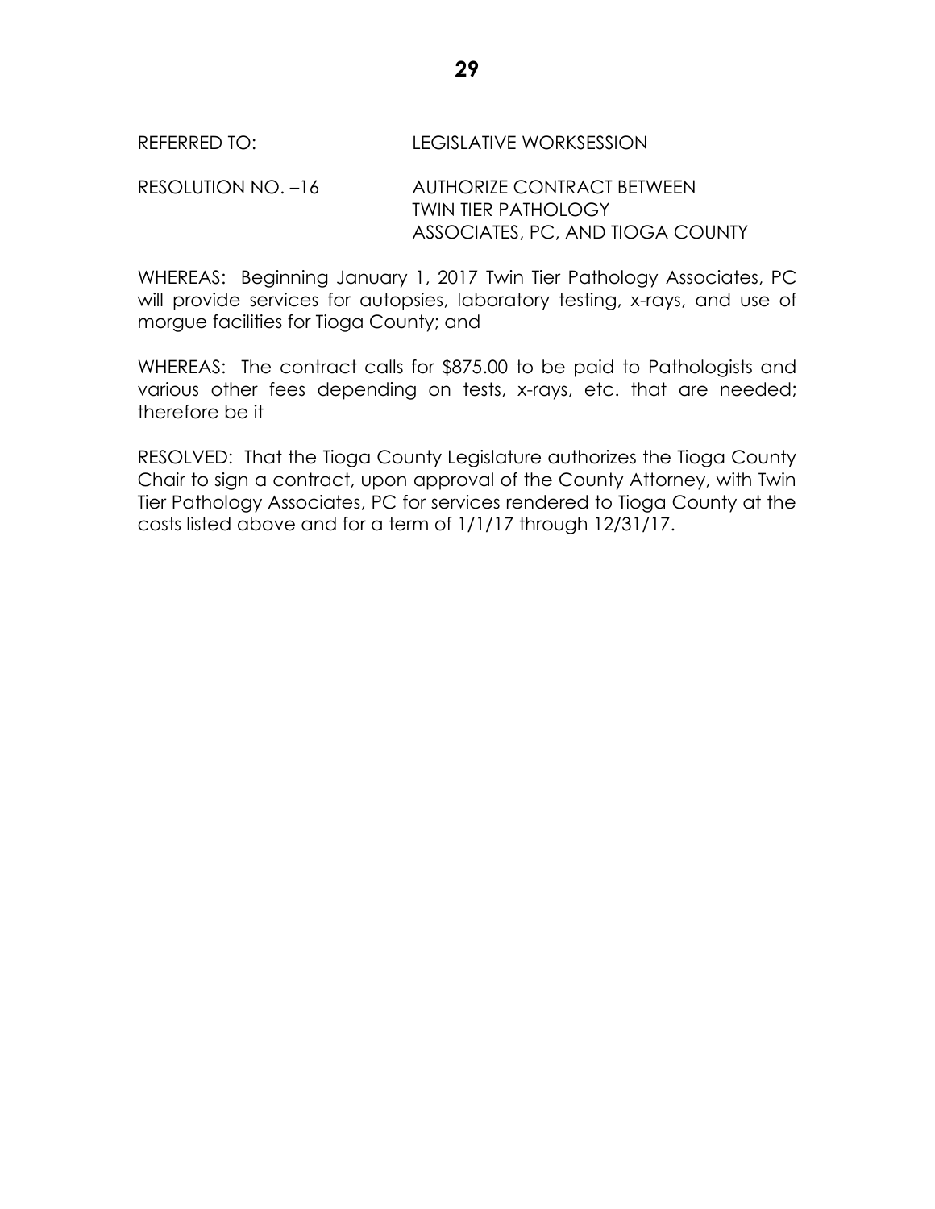REFERRED TO: LEGISLATIVE WORKSESSION

RESOLUTION NO. –16 AUTHORIZE CONTRACT BETWEEN TWIN TIER PATHOLOGY ASSOCIATES, PC, AND TIOGA COUNTY

WHEREAS: Beginning January 1, 2017 Twin Tier Pathology Associates, PC will provide services for autopsies, laboratory testing, x-rays, and use of morgue facilities for Tioga County; and

WHEREAS: The contract calls for $875.00 to be paid to Pathologists and various other fees depending on tests, x-rays, etc. that are needed; therefore be it

RESOLVED: That the Tioga County Legislature authorizes the Tioga County Chair to sign a contract, upon approval of the County Attorney, with Twin Tier Pathology Associates, PC for services rendered to Tioga County at the costs listed above and for a term of 1/1/17 through 12/31/17.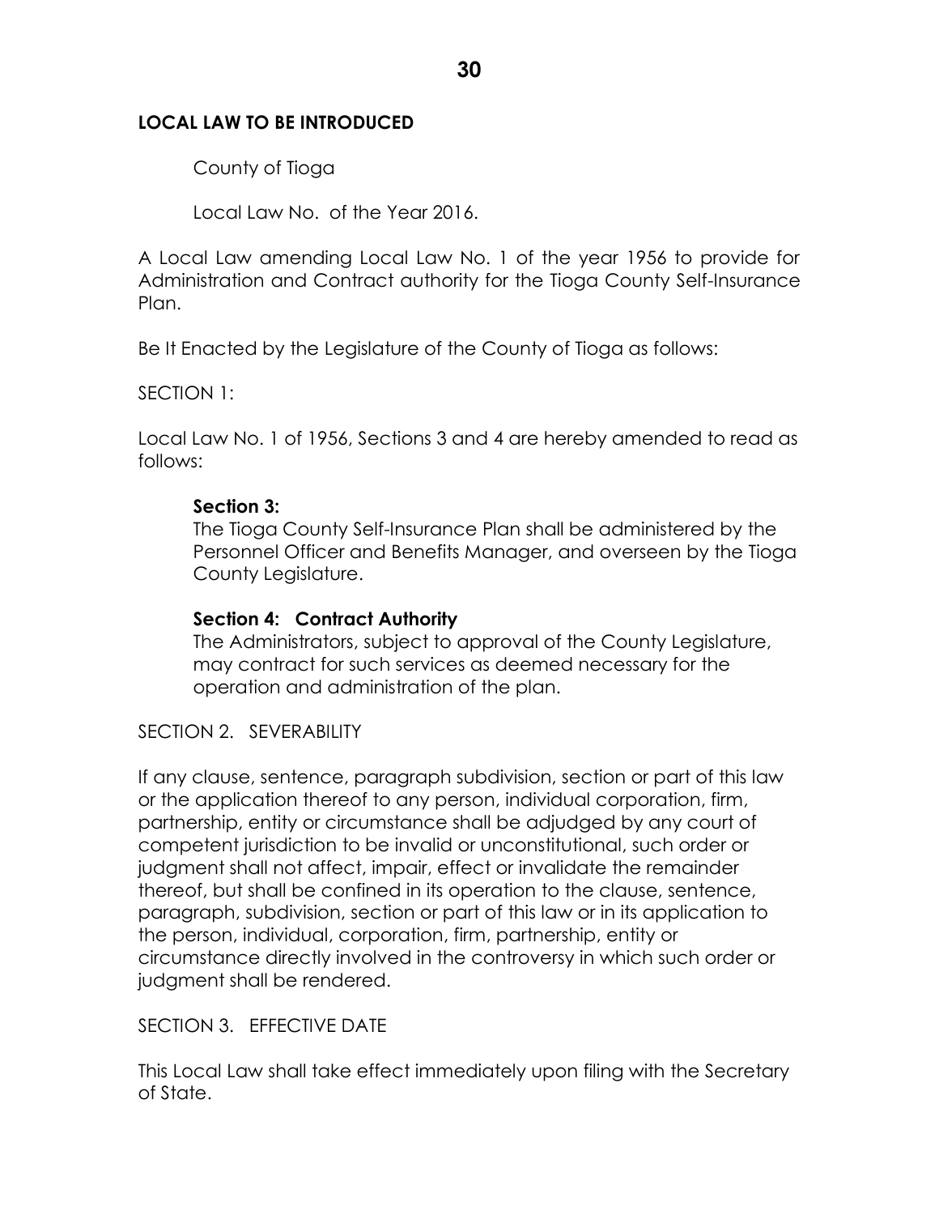**LOCAL LAW TO BE INTRODUCED**

County of Tioga

Local Law No. of the Year 2016.

A Local Law amending Local Law No. 1 of the year 1956 to provide for Administration and Contract authority for the Tioga County Self-Insurance Plan.

Be It Enacted by the Legislature of the County of Tioga as follows:

SECTION 1:

Local Law No. 1 of 1956, Sections 3 and 4 are hereby amended to read as follows:

> **Section 3:**
> The Tioga County Self-Insurance Plan shall be administered by the Personnel Officer and Benefits Manager, and overseen by the Tioga County Legislature.
>
> **Section 4: Contract Authority**
> The Administrators, subject to approval of the County Legislature, may contract for such services as deemed necessary for the operation and administration of the plan.

SECTION 2. SEVERABILITY

If any clause, sentence, paragraph subdivision, section or part of this law or the application thereof to any person, individual corporation, firm, partnership, entity or circumstance shall be adjudged by any court of competent jurisdiction to be invalid or unconstitutional, such order or judgment shall not affect, impair, effect or invalidate the remainder thereof, but shall be confined in its operation to the clause, sentence, paragraph, subdivision, section or part of this law or in its application to the person, individual, corporation, firm, partnership, entity or circumstance directly involved in the controversy in which such order or judgment shall be rendered.

SECTION 3. EFFECTIVE DATE

This Local Law shall take effect immediately upon filing with the Secretary of State.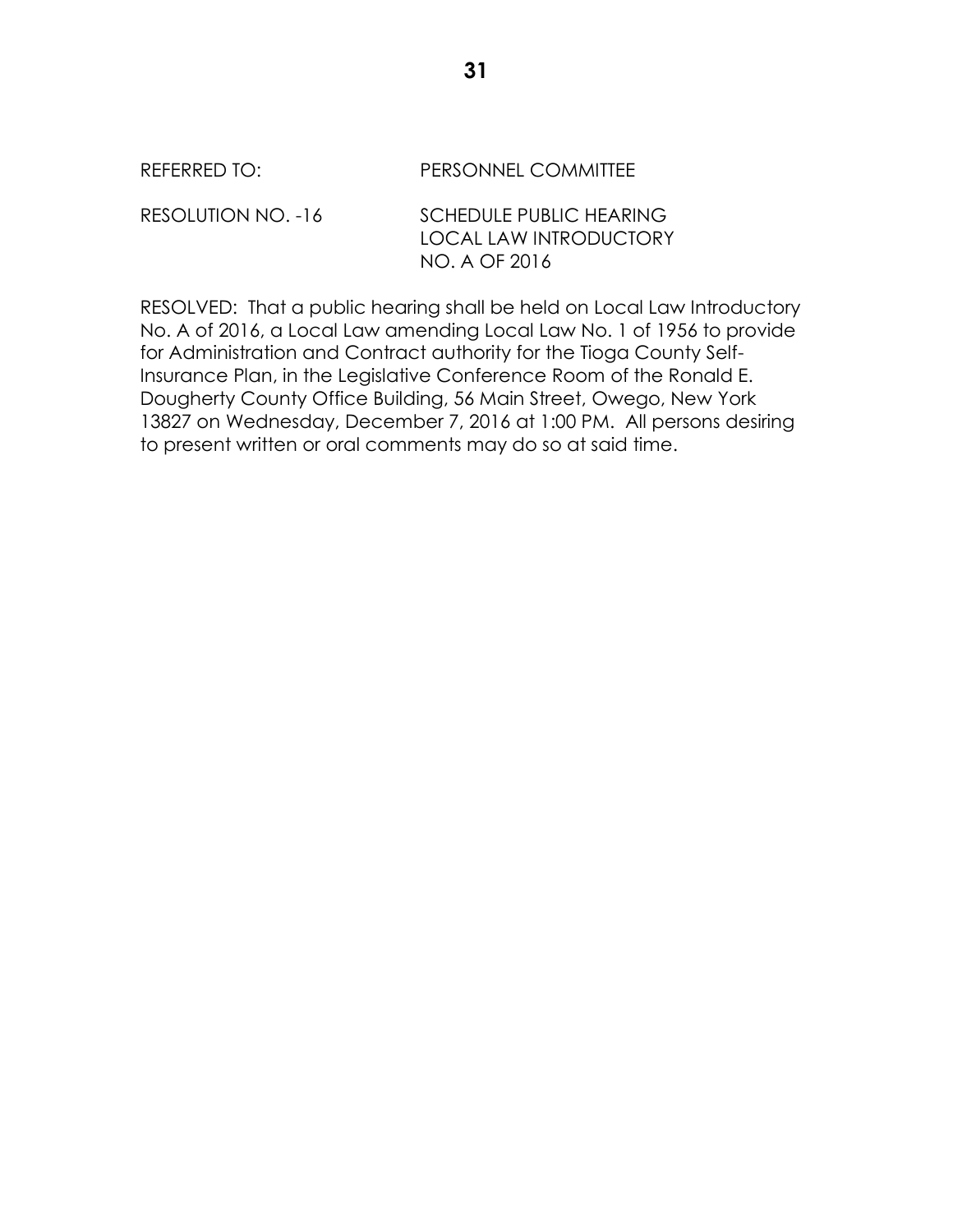REFERRED TO: PERSONNEL COMMITTEE

RESOLUTION NO. -16 SCHEDULE PUBLIC HEARING LOCAL LAW INTRODUCTORY NO. A OF 2016

RESOLVED: That a public hearing shall be held on Local Law Introductory No. A of 2016, a Local Law amending Local Law No. 1 of 1956 to provide for Administration and Contract authority for the Tioga County Self-Insurance Plan, in the Legislative Conference Room of the Ronald E. Dougherty County Office Building, 56 Main Street, Owego, New York 13827 on Wednesday, December 7, 2016 at 1:00 PM. All persons desiring to present written or oral comments may do so at said time.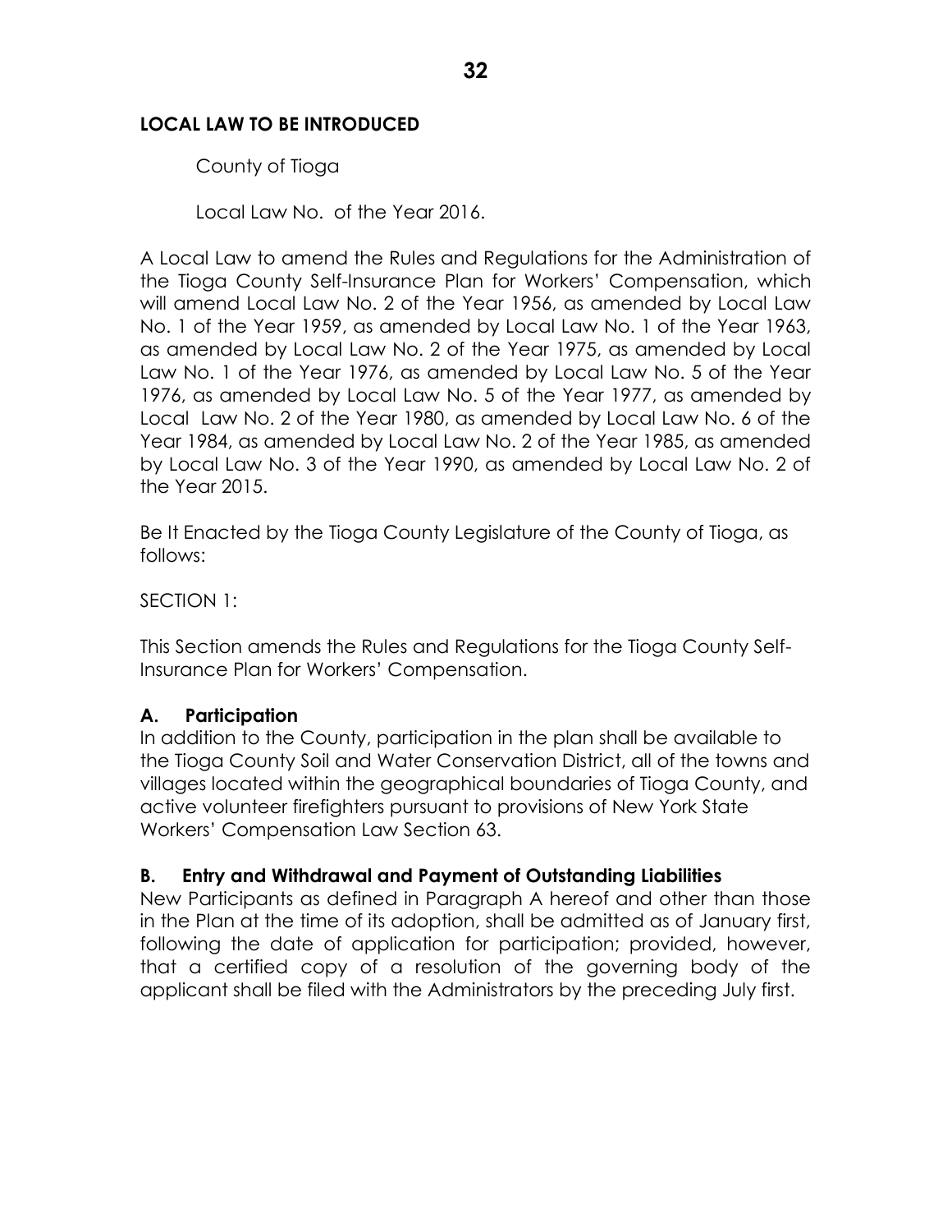**LOCAL LAW TO BE INTRODUCED**

County of Tioga

Local Law No. of the Year 2016.

A Local Law to amend the Rules and Regulations for the Administration of the Tioga County Self-Insurance Plan for Workers' Compensation, which will amend Local Law No. 2 of the Year 1956, as amended by Local Law No. 1 of the Year 1959, as amended by Local Law No. 1 of the Year 1963, as amended by Local Law No. 2 of the Year 1975, as amended by Local Law No. 1 of the Year 1976, as amended by Local Law No. 5 of the Year 1976, as amended by Local Law No. 5 of the Year 1977, as amended by Local Law No. 2 of the Year 1980, as amended by Local Law No. 6 of the Year 1984, as amended by Local Law No. 2 of the Year 1985, as amended by Local Law No. 3 of the Year 1990, as amended by Local Law No. 2 of the Year 2015.

Be It Enacted by the Tioga County Legislature of the County of Tioga, as follows:

SECTION 1:

This Section amends the Rules and Regulations for the Tioga County Self-Insurance Plan for Workers' Compensation.

**A. Participation**

In addition to the County, participation in the plan shall be available to the Tioga County Soil and Water Conservation District, all of the towns and villages located within the geographical boundaries of Tioga County, and active volunteer firefighters pursuant to provisions of New York State Workers' Compensation Law Section 63.

**B. Entry and Withdrawal and Payment of Outstanding Liabilities**

New Participants as defined in Paragraph A hereof and other than those in the Plan at the time of its adoption, shall be admitted as of January first, following the date of application for participation; provided, however, that a certified copy of a resolution of the governing body of the applicant shall be filed with the Administrators by the preceding July first.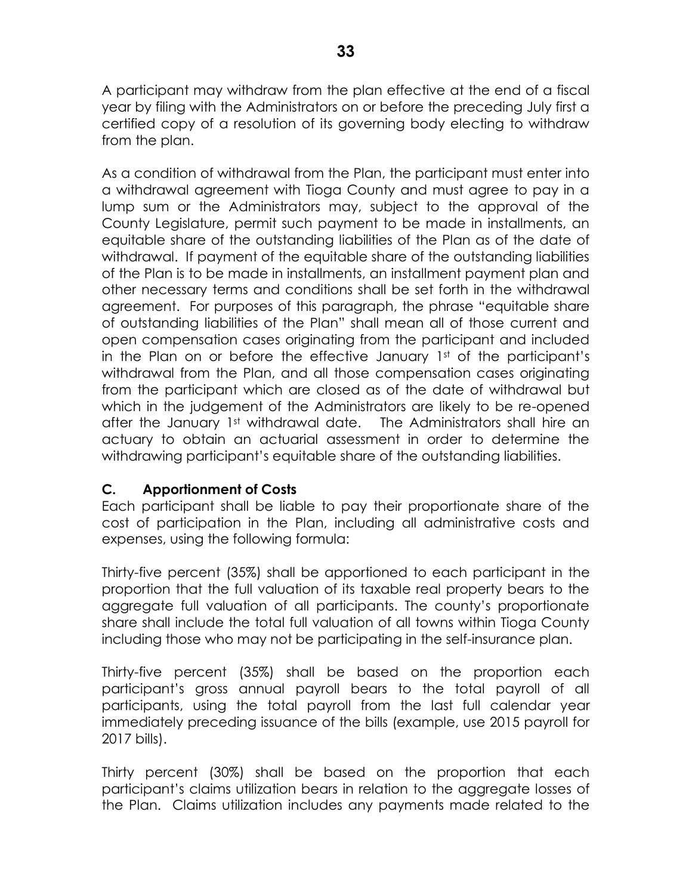A participant may withdraw from the plan effective at the end of a fiscal year by filing with the Administrators on or before the preceding July first a certified copy of a resolution of its governing body electing to withdraw from the plan.

As a condition of withdrawal from the Plan, the participant must enter into a withdrawal agreement with Tioga County and must agree to pay in a lump sum or the Administrators may, subject to the approval of the County Legislature, permit such payment to be made in installments, an equitable share of the outstanding liabilities of the Plan as of the date of withdrawal. If payment of the equitable share of the outstanding liabilities of the Plan is to be made in installments, an installment payment plan and other necessary terms and conditions shall be set forth in the withdrawal agreement. For purposes of this paragraph, the phrase "equitable share of outstanding liabilities of the Plan" shall mean all of those current and open compensation cases originating from the participant and included in the Plan on or before the effective January 1st of the participant's withdrawal from the Plan, and all those compensation cases originating from the participant which are closed as of the date of withdrawal but which in the judgement of the Administrators are likely to be re-opened after the January 1st withdrawal date. The Administrators shall hire an actuary to obtain an actuarial assessment in order to determine the withdrawing participant's equitable share of the outstanding liabilities.

### C. Apportionment of Costs

Each participant shall be liable to pay their proportionate share of the cost of participation in the Plan, including all administrative costs and expenses, using the following formula:

Thirty-five percent (35%) shall be apportioned to each participant in the proportion that the full valuation of its taxable real property bears to the aggregate full valuation of all participants. The county's proportionate share shall include the total full valuation of all towns within Tioga County including those who may not be participating in the self-insurance plan.

Thirty-five percent (35%) shall be based on the proportion each participant's gross annual payroll bears to the total payroll of all participants, using the total payroll from the last full calendar year immediately preceding issuance of the bills (example, use 2015 payroll for 2017 bills).

Thirty percent (30%) shall be based on the proportion that each participant's claims utilization bears in relation to the aggregate losses of the Plan. Claims utilization includes any payments made related to the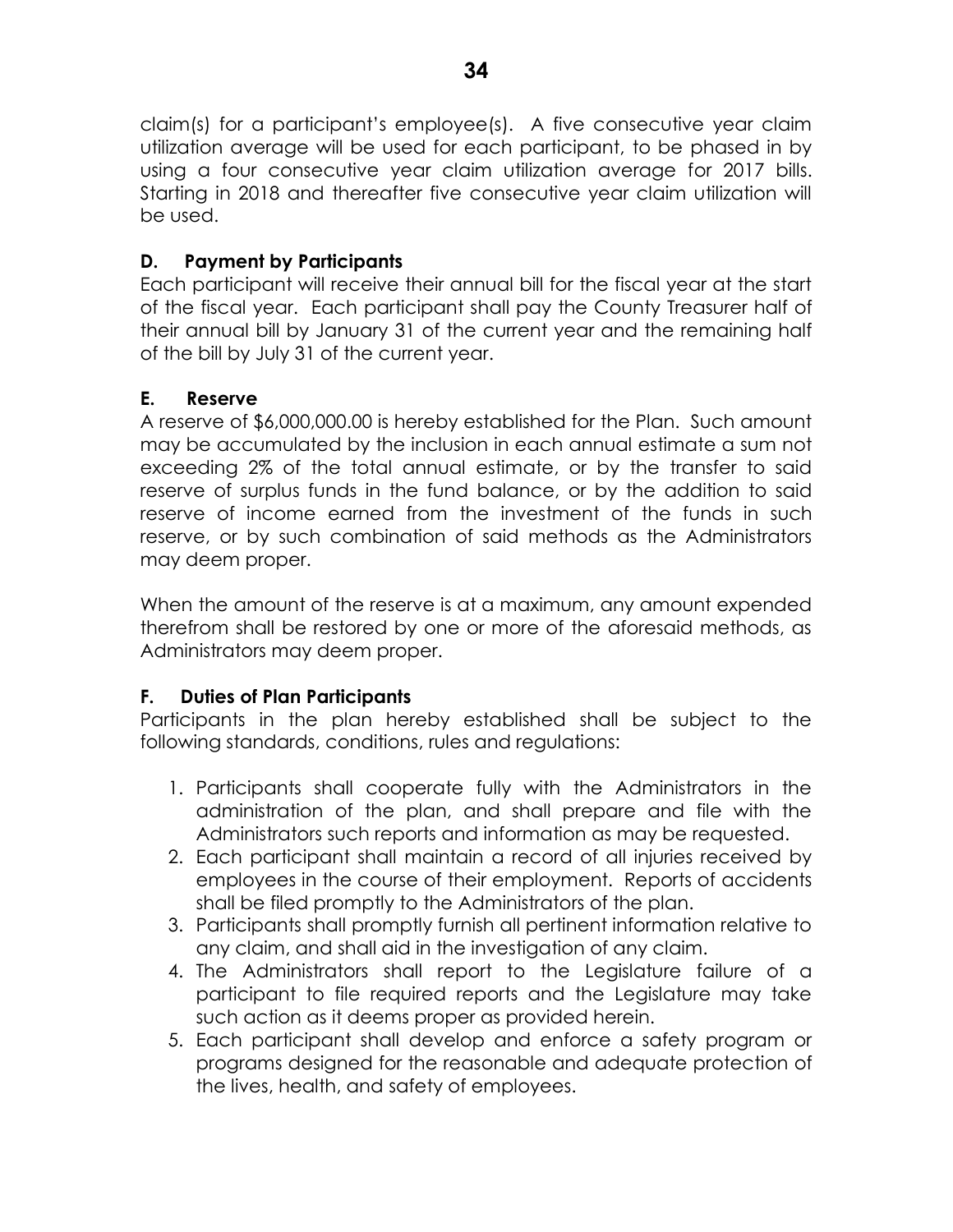claim(s) for a participant's employee(s). A five consecutive year claim utilization average will be used for each participant, to be phased in by using a four consecutive year claim utilization average for 2017 bills. Starting in 2018 and thereafter five consecutive year claim utilization will be used.

### D. Payment by Participants

Each participant will receive their annual bill for the fiscal year at the start of the fiscal year. Each participant shall pay the County Treasurer half of their annual bill by January 31 of the current year and the remaining half of the bill by July 31 of the current year.

### E. Reserve

A reserve of $6,000,000.00 is hereby established for the Plan. Such amount may be accumulated by the inclusion in each annual estimate a sum not exceeding 2% of the total annual estimate, or by the transfer to said reserve of surplus funds in the fund balance, or by the addition to said reserve of income earned from the investment of the funds in such reserve, or by such combination of said methods as the Administrators may deem proper.

When the amount of the reserve is at a maximum, any amount expended therefrom shall be restored by one or more of the aforesaid methods, as Administrators may deem proper.

### F. Duties of Plan Participants

Participants in the plan hereby established shall be subject to the following standards, conditions, rules and regulations:

1. Participants shall cooperate fully with the Administrators in the administration of the plan, and shall prepare and file with the Administrators such reports and information as may be requested.
2. Each participant shall maintain a record of all injuries received by employees in the course of their employment. Reports of accidents shall be filed promptly to the Administrators of the plan.
3. Participants shall promptly furnish all pertinent information relative to any claim, and shall aid in the investigation of any claim.
4. The Administrators shall report to the Legislature failure of a participant to file required reports and the Legislature may take such action as it deems proper as provided herein.
5. Each participant shall develop and enforce a safety program or programs designed for the reasonable and adequate protection of the lives, health, and safety of employees.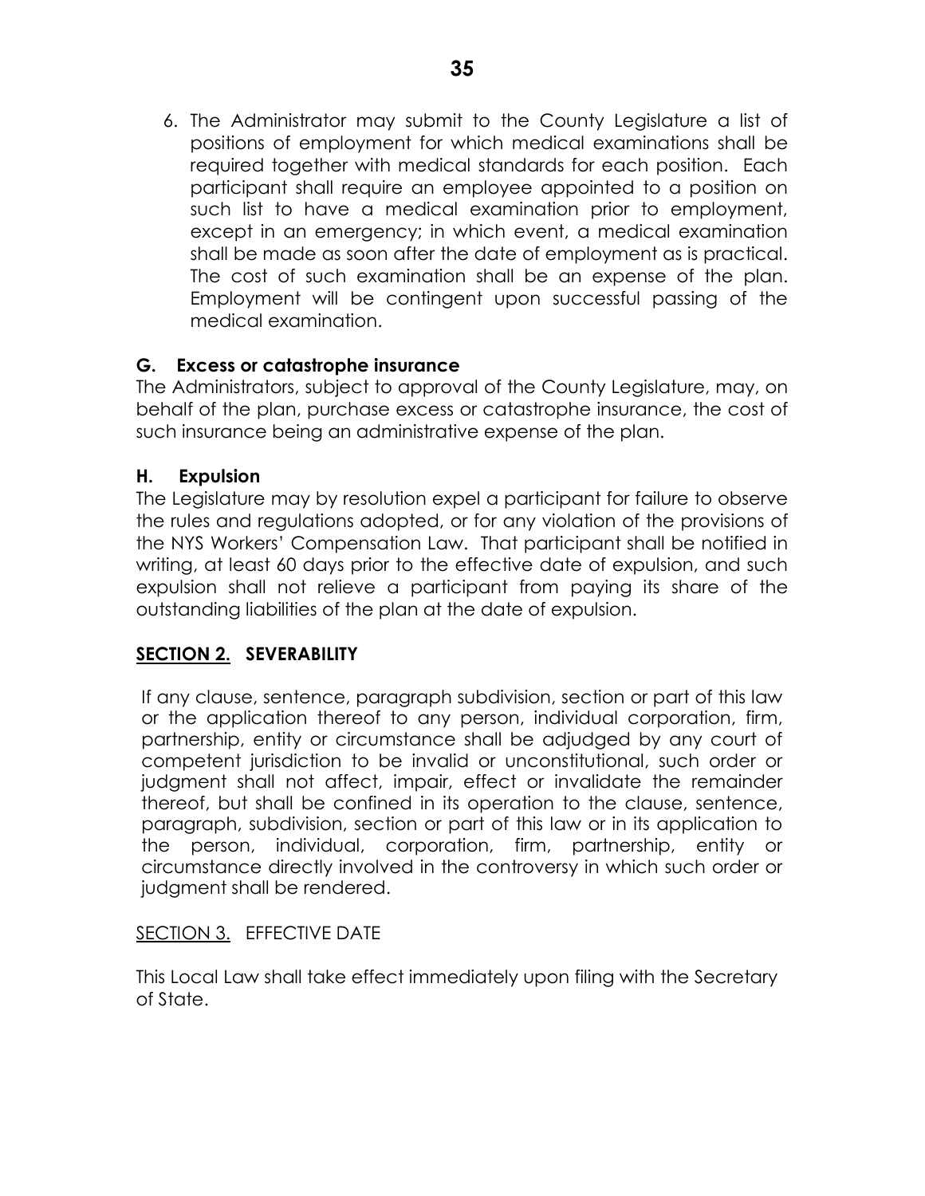6. The Administrator may submit to the County Legislature a list of positions of employment for which medical examinations shall be required together with medical standards for each position. Each participant shall require an employee appointed to a position on such list to have a medical examination prior to employment, except in an emergency; in which event, a medical examination shall be made as soon after the date of employment as is practical. The cost of such examination shall be an expense of the plan. Employment will be contingent upon successful passing of the medical examination.

### G. Excess or catastrophe insurance

The Administrators, subject to approval of the County Legislature, may, on behalf of the plan, purchase excess or catastrophe insurance, the cost of such insurance being an administrative expense of the plan.

### H. Expulsion

The Legislature may by resolution expel a participant for failure to observe the rules and regulations adopted, or for any violation of the provisions of the NYS Workers' Compensation Law. That participant shall be notified in writing, at least 60 days prior to the effective date of expulsion, and such expulsion shall not relieve a participant from paying its share of the outstanding liabilities of the plan at the date of expulsion.

## SECTION 2. SEVERABILITY

If any clause, sentence, paragraph subdivision, section or part of this law or the application thereof to any person, individual corporation, firm, partnership, entity or circumstance shall be adjudged by any court of competent jurisdiction to be invalid or unconstitutional, such order or judgment shall not affect, impair, effect or invalidate the remainder thereof, but shall be confined in its operation to the clause, sentence, paragraph, subdivision, section or part of this law or in its application to the person, individual, corporation, firm, partnership, entity or circumstance directly involved in the controversy in which such order or judgment shall be rendered.

## SECTION 3. EFFECTIVE DATE

This Local Law shall take effect immediately upon filing with the Secretary of State.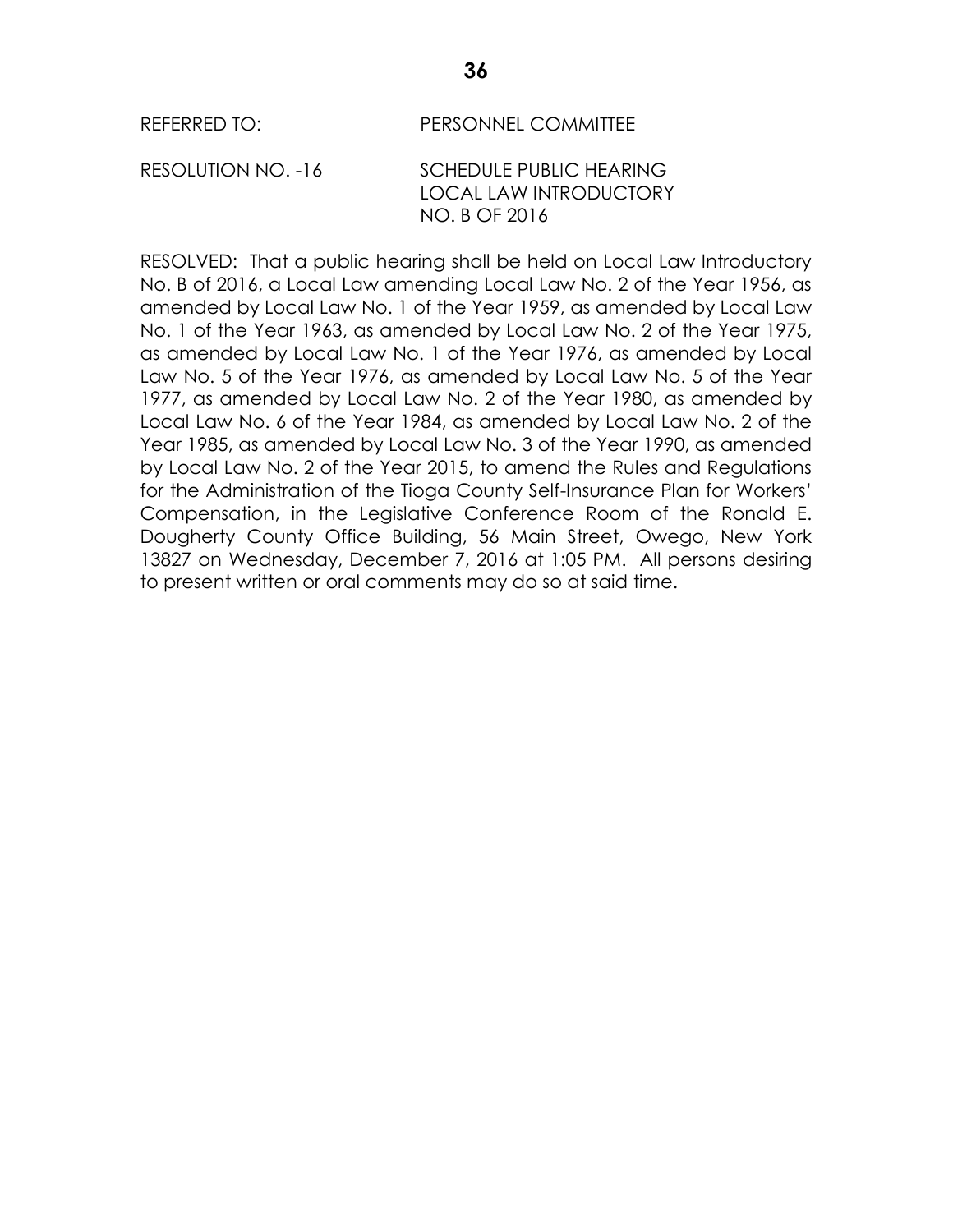REFERRED TO: PERSONNEL COMMITTEE

RESOLUTION NO. -16 SCHEDULE PUBLIC HEARING LOCAL LAW INTRODUCTORY NO. B OF 2016

RESOLVED: That a public hearing shall be held on Local Law Introductory No. B of 2016, a Local Law amending Local Law No. 2 of the Year 1956, as amended by Local Law No. 1 of the Year 1959, as amended by Local Law No. 1 of the Year 1963, as amended by Local Law No. 2 of the Year 1975, as amended by Local Law No. 1 of the Year 1976, as amended by Local Law No. 5 of the Year 1976, as amended by Local Law No. 5 of the Year 1977, as amended by Local Law No. 2 of the Year 1980, as amended by Local Law No. 6 of the Year 1984, as amended by Local Law No. 2 of the Year 1985, as amended by Local Law No. 3 of the Year 1990, as amended by Local Law No. 2 of the Year 2015, to amend the Rules and Regulations for the Administration of the Tioga County Self-Insurance Plan for Workers' Compensation, in the Legislative Conference Room of the Ronald E. Dougherty County Office Building, 56 Main Street, Owego, New York 13827 on Wednesday, December 7, 2016 at 1:05 PM. All persons desiring to present written or oral comments may do so at said time.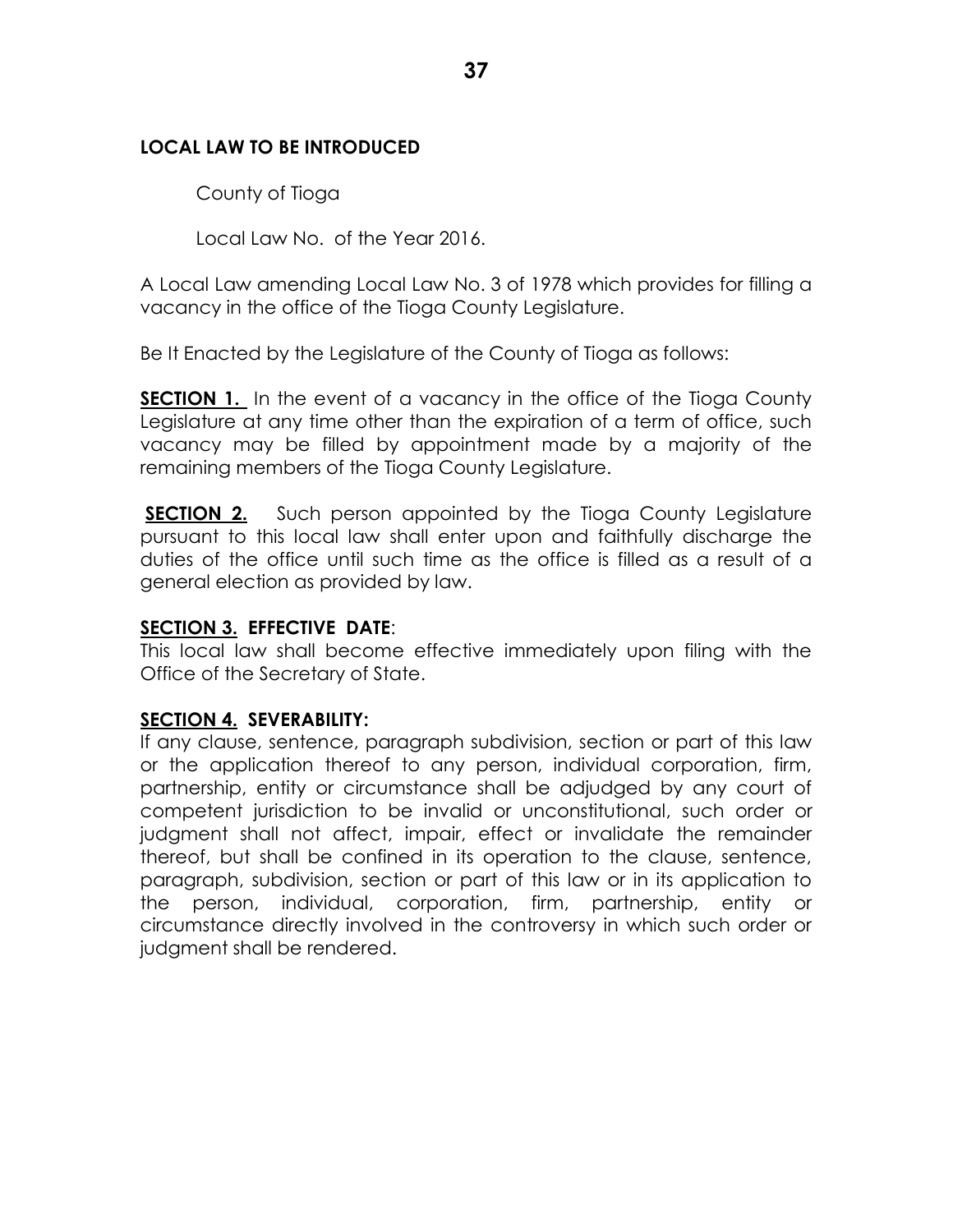**LOCAL LAW TO BE INTRODUCED**

County of Tioga

Local Law No. of the Year 2016.

A Local Law amending Local Law No. 3 of 1978 which provides for filling a vacancy in the office of the Tioga County Legislature.

Be It Enacted by the Legislature of the County of Tioga as follows:

**SECTION 1.** In the event of a vacancy in the office of the Tioga County Legislature at any time other than the expiration of a term of office, such vacancy may be filled by appointment made by a majority of the remaining members of the Tioga County Legislature.

**SECTION 2.** Such person appointed by the Tioga County Legislature pursuant to this local law shall enter upon and faithfully discharge the duties of the office until such time as the office is filled as a result of a general election as provided by law.

**SECTION 3. EFFECTIVE DATE**:
This local law shall become effective immediately upon filing with the Office of the Secretary of State.

**SECTION 4. SEVERABILITY:**
If any clause, sentence, paragraph subdivision, section or part of this law or the application thereof to any person, individual corporation, firm, partnership, entity or circumstance shall be adjudged by any court of competent jurisdiction to be invalid or unconstitutional, such order or judgment shall not affect, impair, effect or invalidate the remainder thereof, but shall be confined in its operation to the clause, sentence, paragraph, subdivision, section or part of this law or in its application to the person, individual, corporation, firm, partnership, entity or circumstance directly involved in the controversy in which such order or judgment shall be rendered.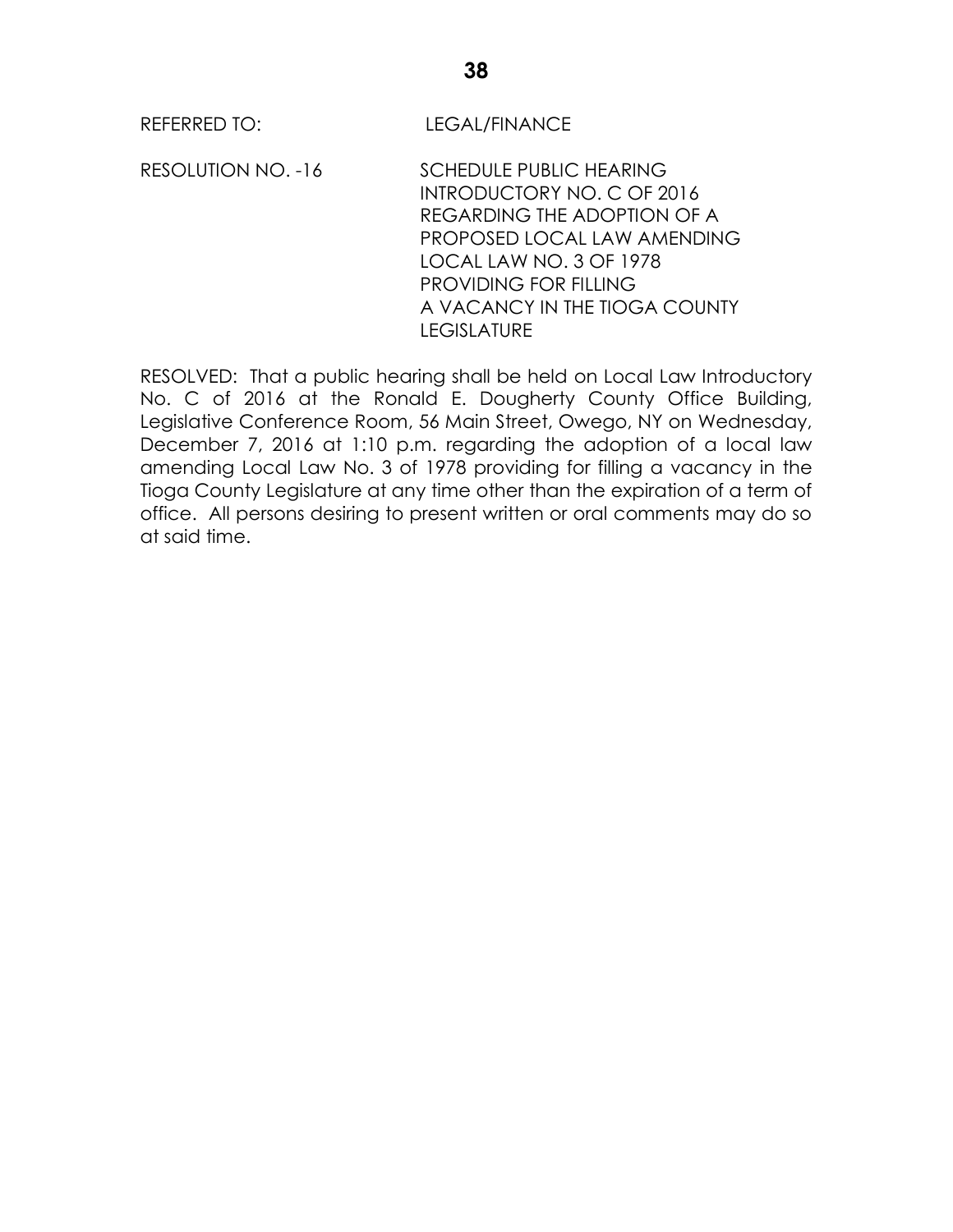REFERRED TO: LEGAL/FINANCE

RESOLUTION NO. -16 SCHEDULE PUBLIC HEARING INTRODUCTORY NO. C OF 2016 REGARDING THE ADOPTION OF A PROPOSED LOCAL LAW AMENDING LOCAL LAW NO. 3 OF 1978 PROVIDING FOR FILLING A VACANCY IN THE TIOGA COUNTY LEGISLATURE

RESOLVED: That a public hearing shall be held on Local Law Introductory No. C of 2016 at the Ronald E. Dougherty County Office Building, Legislative Conference Room, 56 Main Street, Owego, NY on Wednesday, December 7, 2016 at 1:10 p.m. regarding the adoption of a local law amending Local Law No. 3 of 1978 providing for filling a vacancy in the Tioga County Legislature at any time other than the expiration of a term of office. All persons desiring to present written or oral comments may do so at said time.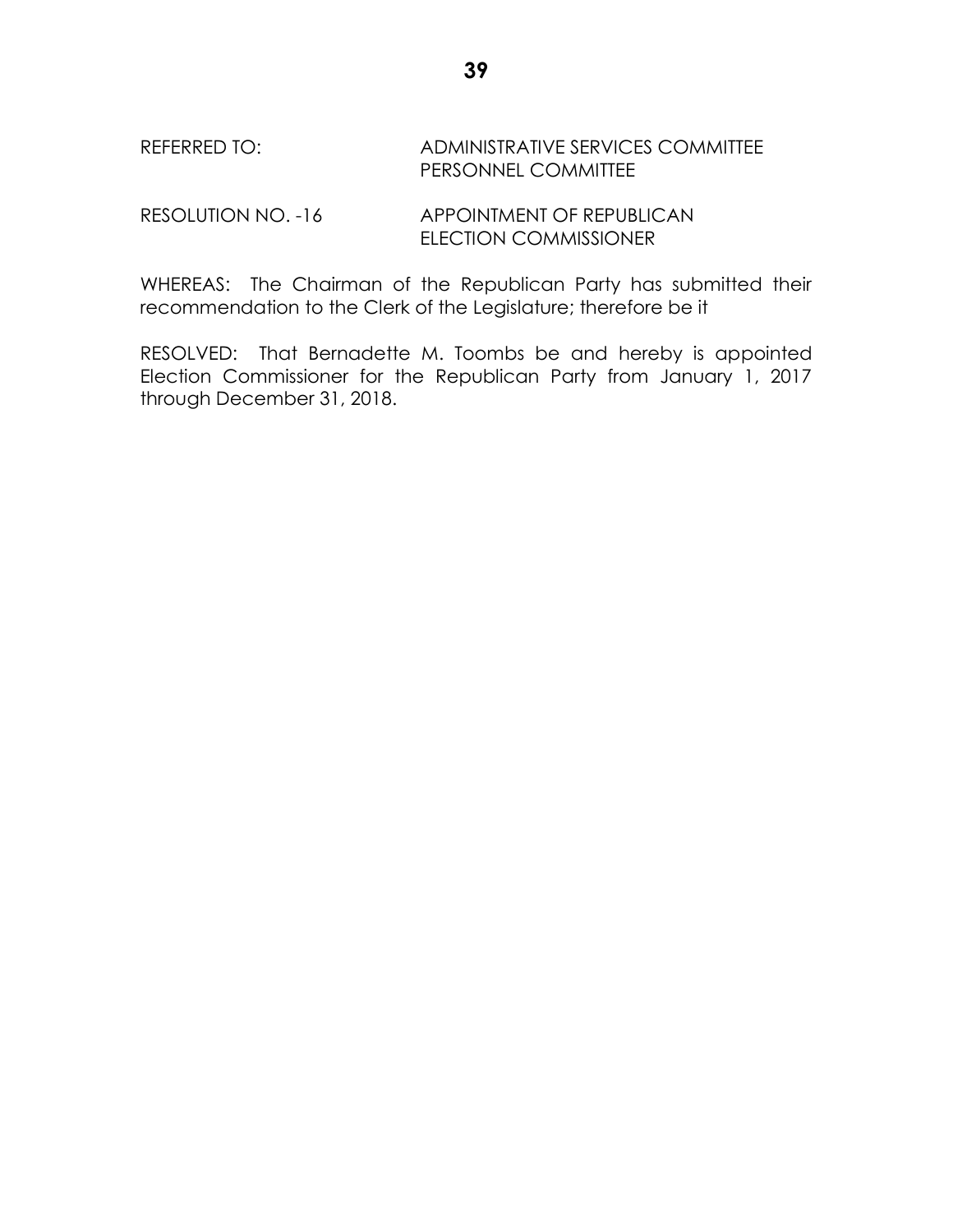REFERRED TO: ADMINISTRATIVE SERVICES COMMITTEE
PERSONNEL COMMITTEE

RESOLUTION NO. -16 APPOINTMENT OF REPUBLICAN ELECTION COMMISSIONER

WHEREAS: The Chairman of the Republican Party has submitted their recommendation to the Clerk of the Legislature; therefore be it

RESOLVED: That Bernadette M. Toombs be and hereby is appointed Election Commissioner for the Republican Party from January 1, 2017 through December 31, 2018.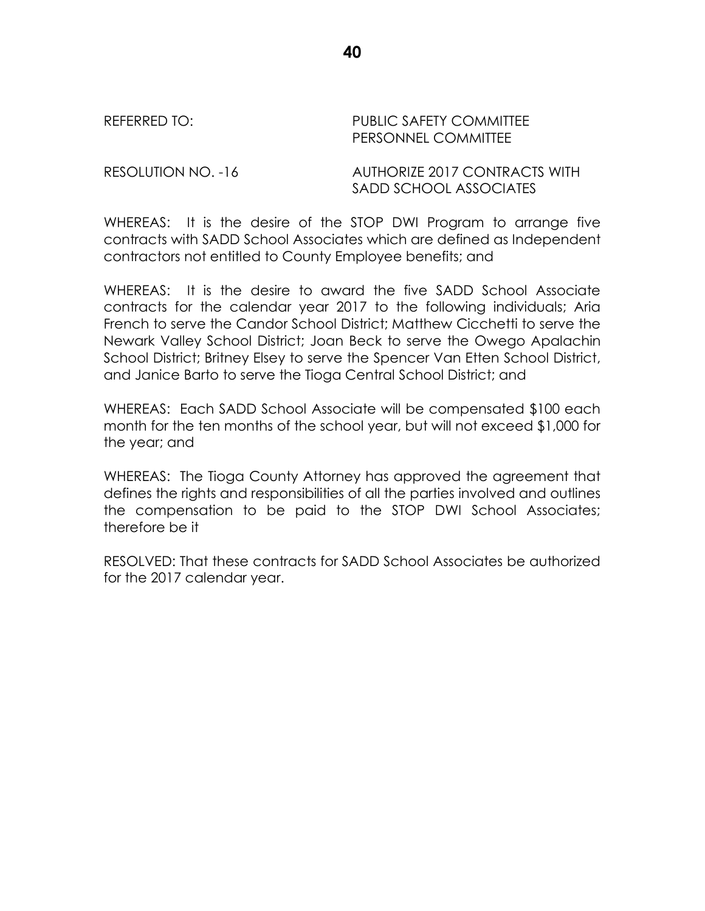REFERRED TO: PUBLIC SAFETY COMMITTEE
PERSONNEL COMMITTEE

RESOLUTION NO. -16 AUTHORIZE 2017 CONTRACTS WITH SADD SCHOOL ASSOCIATES

WHEREAS: It is the desire of the STOP DWI Program to arrange five contracts with SADD School Associates which are defined as Independent contractors not entitled to County Employee benefits; and

WHEREAS: It is the desire to award the five SADD School Associate contracts for the calendar year 2017 to the following individuals; Aria French to serve the Candor School District; Matthew Cicchetti to serve the Newark Valley School District; Joan Beck to serve the Owego Apalachin School District; Britney Elsey to serve the Spencer Van Etten School District, and Janice Barto to serve the Tioga Central School District; and

WHEREAS: Each SADD School Associate will be compensated $100 each month for the ten months of the school year, but will not exceed $1,000 for the year; and

WHEREAS: The Tioga County Attorney has approved the agreement that defines the rights and responsibilities of all the parties involved and outlines the compensation to be paid to the STOP DWI School Associates; therefore be it

RESOLVED: That these contracts for SADD School Associates be authorized for the 2017 calendar year.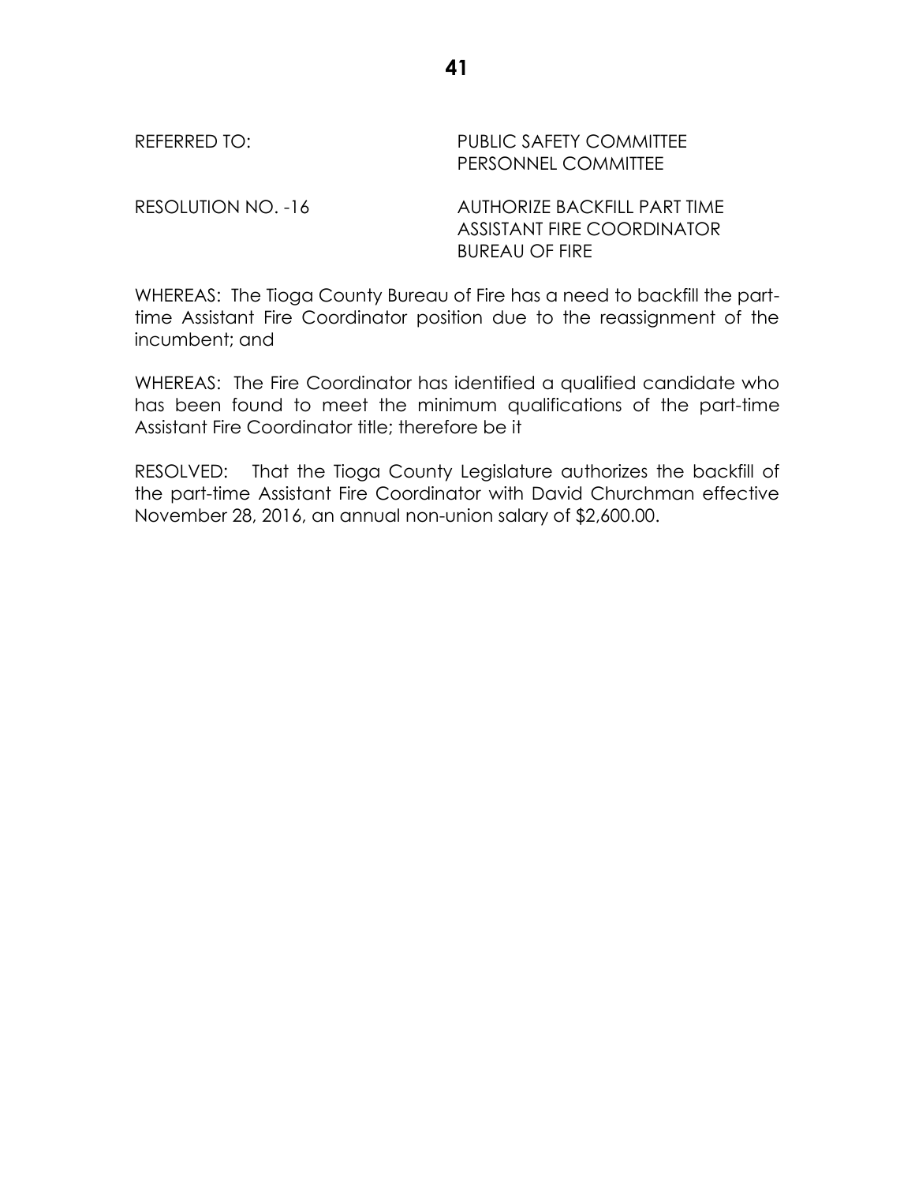REFERRED TO: PUBLIC SAFETY COMMITTEE
PERSONNEL COMMITTEE

RESOLUTION NO. -16 AUTHORIZE BACKFILL PART TIME ASSISTANT FIRE COORDINATOR BUREAU OF FIRE

WHEREAS: The Tioga County Bureau of Fire has a need to backfill the part-time Assistant Fire Coordinator position due to the reassignment of the incumbent; and

WHEREAS: The Fire Coordinator has identified a qualified candidate who has been found to meet the minimum qualifications of the part-time Assistant Fire Coordinator title; therefore be it

RESOLVED: That the Tioga County Legislature authorizes the backfill of the part-time Assistant Fire Coordinator with David Churchman effective November 28, 2016, an annual non-union salary of $2,600.00.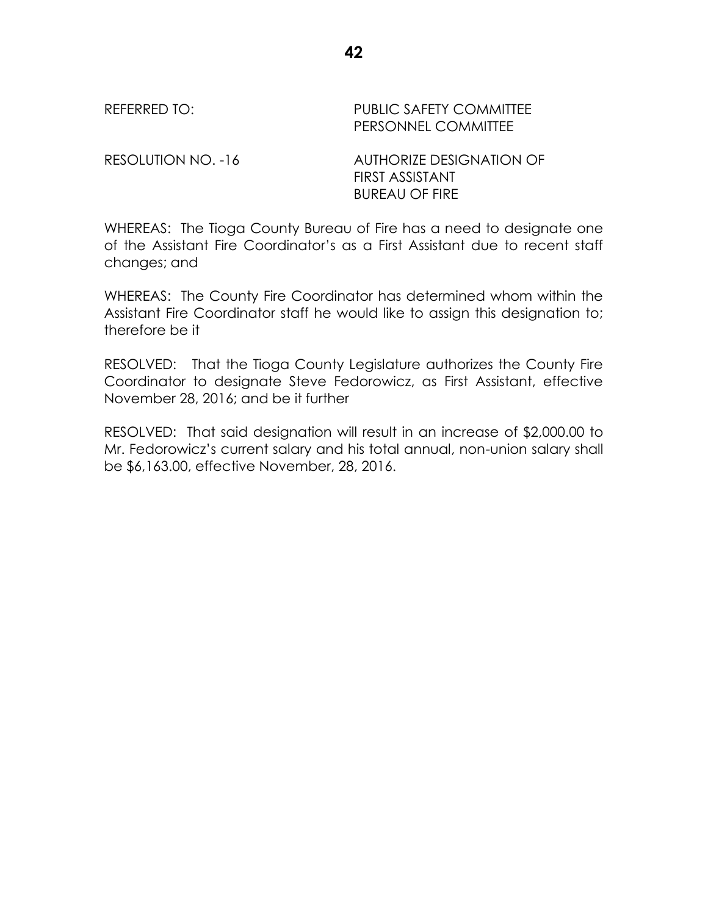REFERRED TO: PUBLIC SAFETY COMMITTEE
PERSONNEL COMMITTEE

RESOLUTION NO. -16 AUTHORIZE DESIGNATION OF FIRST ASSISTANT BUREAU OF FIRE

WHEREAS: The Tioga County Bureau of Fire has a need to designate one of the Assistant Fire Coordinator's as a First Assistant due to recent staff changes; and

WHEREAS: The County Fire Coordinator has determined whom within the Assistant Fire Coordinator staff he would like to assign this designation to; therefore be it

RESOLVED: That the Tioga County Legislature authorizes the County Fire Coordinator to designate Steve Fedorowicz, as First Assistant, effective November 28, 2016; and be it further

RESOLVED: That said designation will result in an increase of $2,000.00 to Mr. Fedorowicz's current salary and his total annual, non-union salary shall be $6,163.00, effective November, 28, 2016.